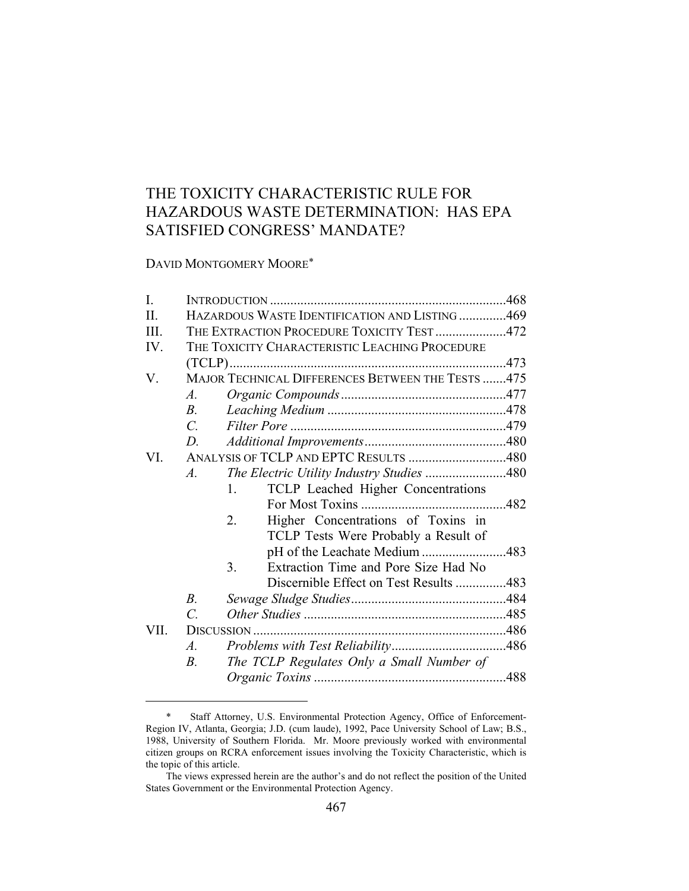# THE TOXICITY CHARACTERISTIC RULE FOR HAZARDOUS WASTE DETERMINATION: HAS EPA SATISFIED CONGRESS' MANDATE?

DAVID MONTGOMERY MOORE*

| | | | |
|---|---|---|---|
| I. | INTRODUCTION | | 468 |
| II. | HAZARDOUS WASTE IDENTIFICATION AND LISTING | | 469 |
| III. | THE EXTRACTION PROCEDURE TOXICITY TEST | | 472 |
| IV. | THE TOXICITY CHARACTERISTIC LEACHING PROCEDURE (TCLP) | | 473 |
| V. | MAJOR TECHNICAL DIFFERENCES BETWEEN THE TESTS | | 475 |
| | *A.* | *Organic Compounds* | 477 |
| | *B.* | *Leaching Medium* | 478 |
| | *C.* | *Filter Pore* | 479 |
| | *D.* | *Additional Improvements* | 480 |
| VI. | ANALYSIS OF TCLP AND EPTC RESULTS | | 480 |
| | *A.* | *The Electric Utility Industry Studies* | 480 |
| | | 1. TCLP Leached Higher Concentrations For Most Toxins | 482 |
| | | 2. Higher Concentrations of Toxins in TCLP Tests Were Probably a Result of pH of the Leachate Medium | 483 |
| | | 3. Extraction Time and Pore Size Had No Discernible Effect on Test Results | 483 |
| | *B.* | *Sewage Sludge Studies* | 484 |
| | *C.* | *Other Studies* | 485 |
| VII. | DISCUSSION | | 486 |
| | *A.* | *Problems with Test Reliability* | 486 |
| | *B.* | *The TCLP Regulates Only a Small Number of Organic Toxins* | 488 |

---

\* Staff Attorney, U.S. Environmental Protection Agency, Office of Enforcement-Region IV, Atlanta, Georgia; J.D. (cum laude), 1992, Pace University School of Law; B.S., 1988, University of Southern Florida. Mr. Moore previously worked with environmental citizen groups on RCRA enforcement issues involving the Toxicity Characteristic, which is the topic of this article.

The views expressed herein are the author's and do not reflect the position of the United States Government or the Environmental Protection Agency.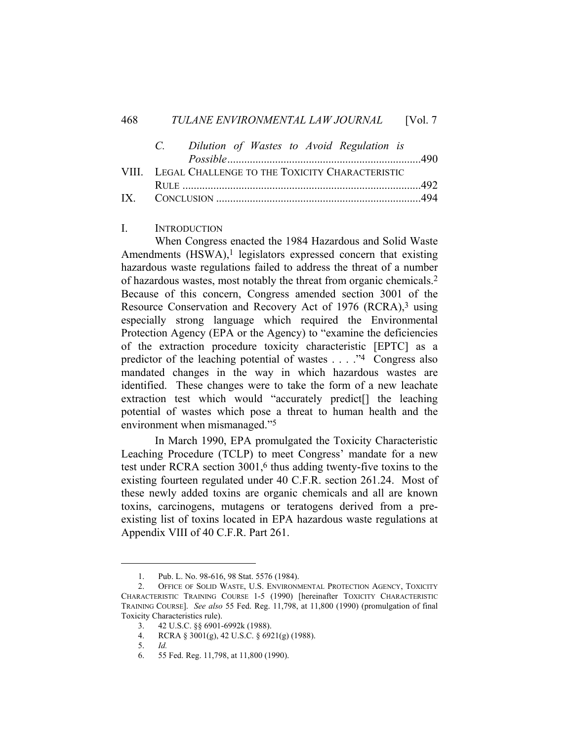C. *Dilution of Wastes to Avoid Regulation is Possible*....................................................................490

VIII. LEGAL CHALLENGE TO THE TOXICITY CHARACTERISTIC RULE ....................................................................................492

IX. CONCLUSION .........................................................................494

## I. INTRODUCTION

When Congress enacted the 1984 Hazardous and Solid Waste Amendments (HSWA),[1] legislators expressed concern that existing hazardous waste regulations failed to address the threat of a number of hazardous wastes, most notably the threat from organic chemicals.[2] Because of this concern, Congress amended section 3001 of the Resource Conservation and Recovery Act of 1976 (RCRA),[3] using especially strong language which required the Environmental Protection Agency (EPA or the Agency) to "examine the deficiencies of the extraction procedure toxicity characteristic [EPTC] as a predictor of the leaching potential of wastes . . . ."[4] Congress also mandated changes in the way in which hazardous wastes are identified. These changes were to take the form of a new leachate extraction test which would "accurately predict[] the leaching potential of wastes which pose a threat to human health and the environment when mismanaged."[5]

In March 1990, EPA promulgated the Toxicity Characteristic Leaching Procedure (TCLP) to meet Congress' mandate for a new test under RCRA section 3001,[6] thus adding twenty-five toxins to the existing fourteen regulated under 40 C.F.R. section 261.24. Most of these newly added toxins are organic chemicals and all are known toxins, carcinogens, mutagens or teratogens derived from a pre-existing list of toxins located in EPA hazardous waste regulations at Appendix VIII of 40 C.F.R. Part 261.

---

1. Pub. L. No. 98-616, 98 Stat. 5576 (1984).
2. OFFICE OF SOLID WASTE, U.S. ENVIRONMENTAL PROTECTION AGENCY, TOXICITY CHARACTERISTIC TRAINING COURSE 1-5 (1990) [hereinafter TOXICITY CHARACTERISTIC TRAINING COURSE]. *See also* 55 Fed. Reg. 11,798, at 11,800 (1990) (promulgation of final Toxicity Characteristics rule).
3. 42 U.S.C. §§ 6901-6992k (1988).
4. RCRA § 3001(g), 42 U.S.C. § 6921(g) (1988).
5. *Id.*
6. 55 Fed. Reg. 11,798, at 11,800 (1990).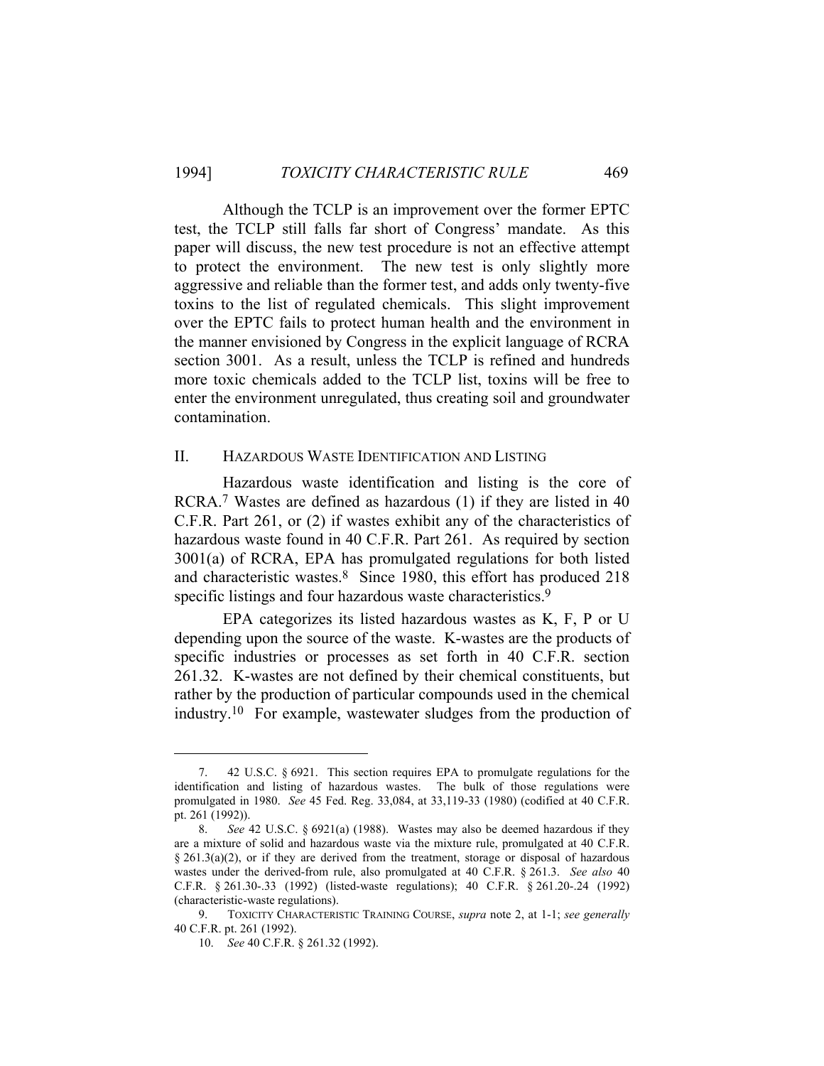Although the TCLP is an improvement over the former EPTC test, the TCLP still falls far short of Congress' mandate. As this paper will discuss, the new test procedure is not an effective attempt to protect the environment. The new test is only slightly more aggressive and reliable than the former test, and adds only twenty-five toxins to the list of regulated chemicals. This slight improvement over the EPTC fails to protect human health and the environment in the manner envisioned by Congress in the explicit language of RCRA section 3001. As a result, unless the TCLP is refined and hundreds more toxic chemicals added to the TCLP list, toxins will be free to enter the environment unregulated, thus creating soil and groundwater contamination.

## II. Hazardous Waste Identification and Listing

Hazardous waste identification and listing is the core of RCRA.[7] Wastes are defined as hazardous (1) if they are listed in 40 C.F.R. Part 261, or (2) if wastes exhibit any of the characteristics of hazardous waste found in 40 C.F.R. Part 261. As required by section 3001(a) of RCRA, EPA has promulgated regulations for both listed and characteristic wastes.[8] Since 1980, this effort has produced 218 specific listings and four hazardous waste characteristics.[9]

EPA categorizes its listed hazardous wastes as K, F, P or U depending upon the source of the waste. K-wastes are the products of specific industries or processes as set forth in 40 C.F.R. section 261.32. K-wastes are not defined by their chemical constituents, but rather by the production of particular compounds used in the chemical industry.[10] For example, wastewater sludges from the production of

---

7. 42 U.S.C. § 6921. This section requires EPA to promulgate regulations for the identification and listing of hazardous wastes. The bulk of those regulations were promulgated in 1980. *See* 45 Fed. Reg. 33,084, at 33,119-33 (1980) (codified at 40 C.F.R. pt. 261 (1992)).

8. *See* 42 U.S.C. § 6921(a) (1988). Wastes may also be deemed hazardous if they are a mixture of solid and hazardous waste via the mixture rule, promulgated at 40 C.F.R. § 261.3(a)(2), or if they are derived from the treatment, storage or disposal of hazardous wastes under the derived-from rule, also promulgated at 40 C.F.R. § 261.3. *See also* 40 C.F.R. § 261.30-.33 (1992) (listed-waste regulations); 40 C.F.R. § 261.20-.24 (1992) (characteristic-waste regulations).

9. TOXICITY CHARACTERISTIC TRAINING COURSE, *supra* note 2, at 1-1; *see generally* 40 C.F.R. pt. 261 (1992).

10. *See* 40 C.F.R. § 261.32 (1992).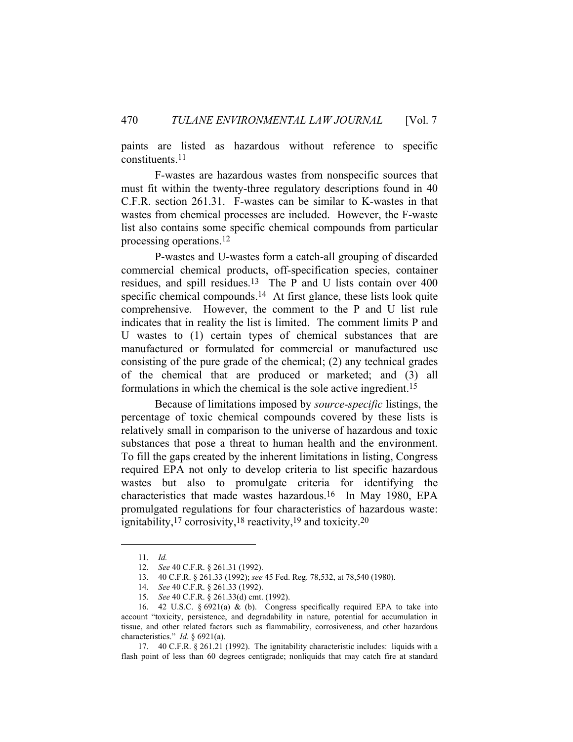paints are listed as hazardous without reference to specific constituents.[11]

F-wastes are hazardous wastes from nonspecific sources that must fit within the twenty-three regulatory descriptions found in 40 C.F.R. section 261.31. F-wastes can be similar to K-wastes in that wastes from chemical processes are included. However, the F-waste list also contains some specific chemical compounds from particular processing operations.[12]

P-wastes and U-wastes form a catch-all grouping of discarded commercial chemical products, off-specification species, container residues, and spill residues.[13] The P and U lists contain over 400 specific chemical compounds.[14] At first glance, these lists look quite comprehensive. However, the comment to the P and U list rule indicates that in reality the list is limited. The comment limits P and U wastes to (1) certain types of chemical substances that are manufactured or formulated for commercial or manufactured use consisting of the pure grade of the chemical; (2) any technical grades of the chemical that are produced or marketed; and (3) all formulations in which the chemical is the sole active ingredient.[15]

Because of limitations imposed by *source-specific* listings, the percentage of toxic chemical compounds covered by these lists is relatively small in comparison to the universe of hazardous and toxic substances that pose a threat to human health and the environment. To fill the gaps created by the inherent limitations in listing, Congress required EPA not only to develop criteria to list specific hazardous wastes but also to promulgate criteria for identifying the characteristics that made wastes hazardous.[16] In May 1980, EPA promulgated regulations for four characteristics of hazardous waste: ignitability,[17] corrosivity,[18] reactivity,[19] and toxicity.[20]

---

11. *Id.*

12. *See* 40 C.F.R. § 261.31 (1992).

13. 40 C.F.R. § 261.33 (1992); *see* 45 Fed. Reg. 78,532, at 78,540 (1980).

14. *See* 40 C.F.R. § 261.33 (1992).

15. *See* 40 C.F.R. § 261.33(d) cmt. (1992).

16. 42 U.S.C. § 6921(a) & (b). Congress specifically required EPA to take into account "toxicity, persistence, and degradability in nature, potential for accumulation in tissue, and other related factors such as flammability, corrosiveness, and other hazardous characteristics." *Id.* § 6921(a).

17. 40 C.F.R. § 261.21 (1992). The ignitability characteristic includes: liquids with a flash point of less than 60 degrees centigrade; nonliquids that may catch fire at standard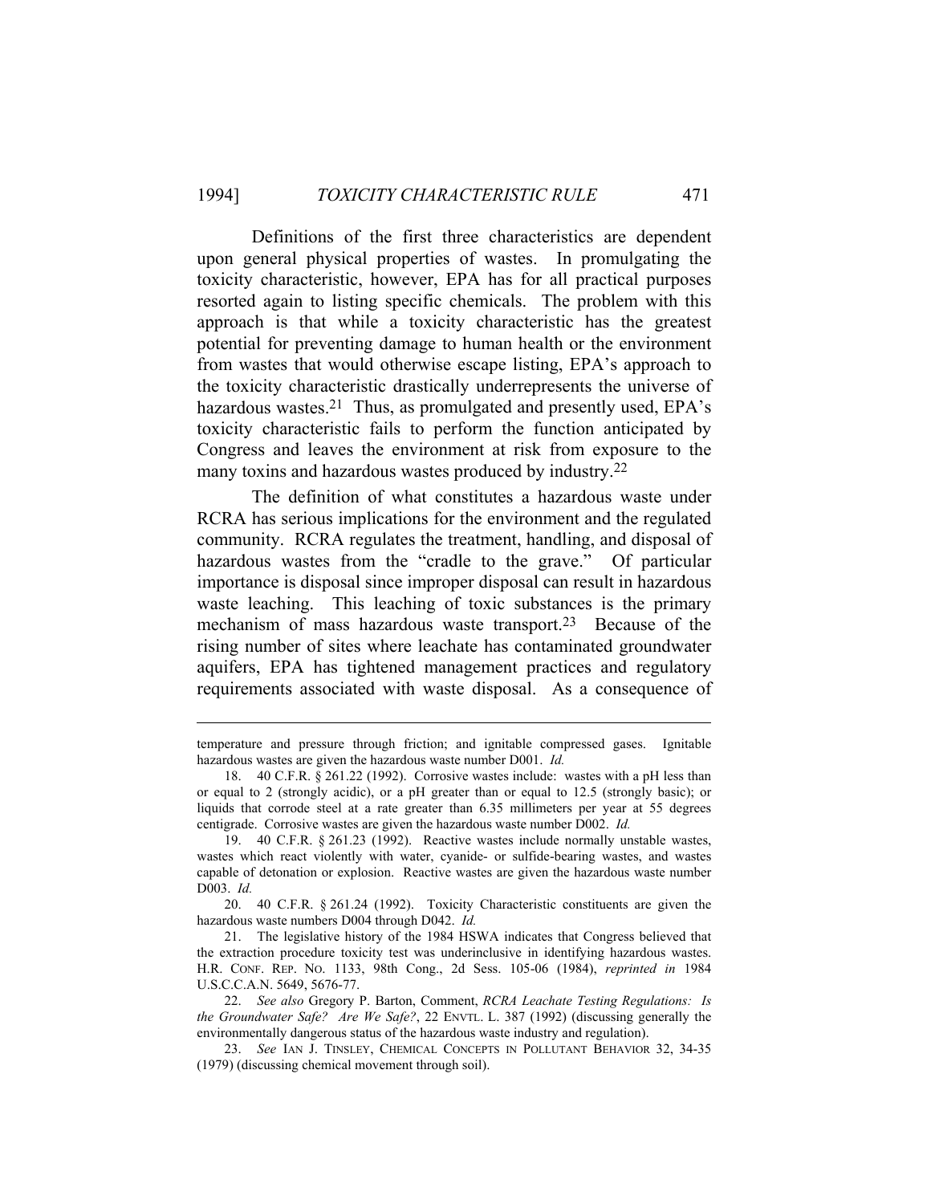Definitions of the first three characteristics are dependent upon general physical properties of wastes. In promulgating the toxicity characteristic, however, EPA has for all practical purposes resorted again to listing specific chemicals. The problem with this approach is that while a toxicity characteristic has the greatest potential for preventing damage to human health or the environment from wastes that would otherwise escape listing, EPA's approach to the toxicity characteristic drastically underrepresents the universe of hazardous wastes.[21] Thus, as promulgated and presently used, EPA's toxicity characteristic fails to perform the function anticipated by Congress and leaves the environment at risk from exposure to the many toxins and hazardous wastes produced by industry.[22]

The definition of what constitutes a hazardous waste under RCRA has serious implications for the environment and the regulated community. RCRA regulates the treatment, handling, and disposal of hazardous wastes from the "cradle to the grave." Of particular importance is disposal since improper disposal can result in hazardous waste leaching. This leaching of toxic substances is the primary mechanism of mass hazardous waste transport.[23] Because of the rising number of sites where leachate has contaminated groundwater aquifers, EPA has tightened management practices and regulatory requirements associated with waste disposal. As a consequence of

---

temperature and pressure through friction; and ignitable compressed gases. Ignitable hazardous wastes are given the hazardous waste number D001. *Id.*

18. 40 C.F.R. § 261.22 (1992). Corrosive wastes include: wastes with a pH less than or equal to 2 (strongly acidic), or a pH greater than or equal to 12.5 (strongly basic); or liquids that corrode steel at a rate greater than 6.35 millimeters per year at 55 degrees centigrade. Corrosive wastes are given the hazardous waste number D002. *Id.*

19. 40 C.F.R. § 261.23 (1992). Reactive wastes include normally unstable wastes, wastes which react violently with water, cyanide- or sulfide-bearing wastes, and wastes capable of detonation or explosion. Reactive wastes are given the hazardous waste number D003. *Id.*

20. 40 C.F.R. § 261.24 (1992). Toxicity Characteristic constituents are given the hazardous waste numbers D004 through D042. *Id.*

21. The legislative history of the 1984 HSWA indicates that Congress believed that the extraction procedure toxicity test was underinclusive in identifying hazardous wastes. H.R. CONF. REP. NO. 1133, 98th Cong., 2d Sess. 105-06 (1984), *reprinted in* 1984 U.S.C.C.A.N. 5649, 5676-77.

22. *See also* Gregory P. Barton, Comment, *RCRA Leachate Testing Regulations: Is the Groundwater Safe? Are We Safe?*, 22 ENVTL. L. 387 (1992) (discussing generally the environmentally dangerous status of the hazardous waste industry and regulation).

23. *See* IAN J. TINSLEY, CHEMICAL CONCEPTS IN POLLUTANT BEHAVIOR 32, 34-35 (1979) (discussing chemical movement through soil).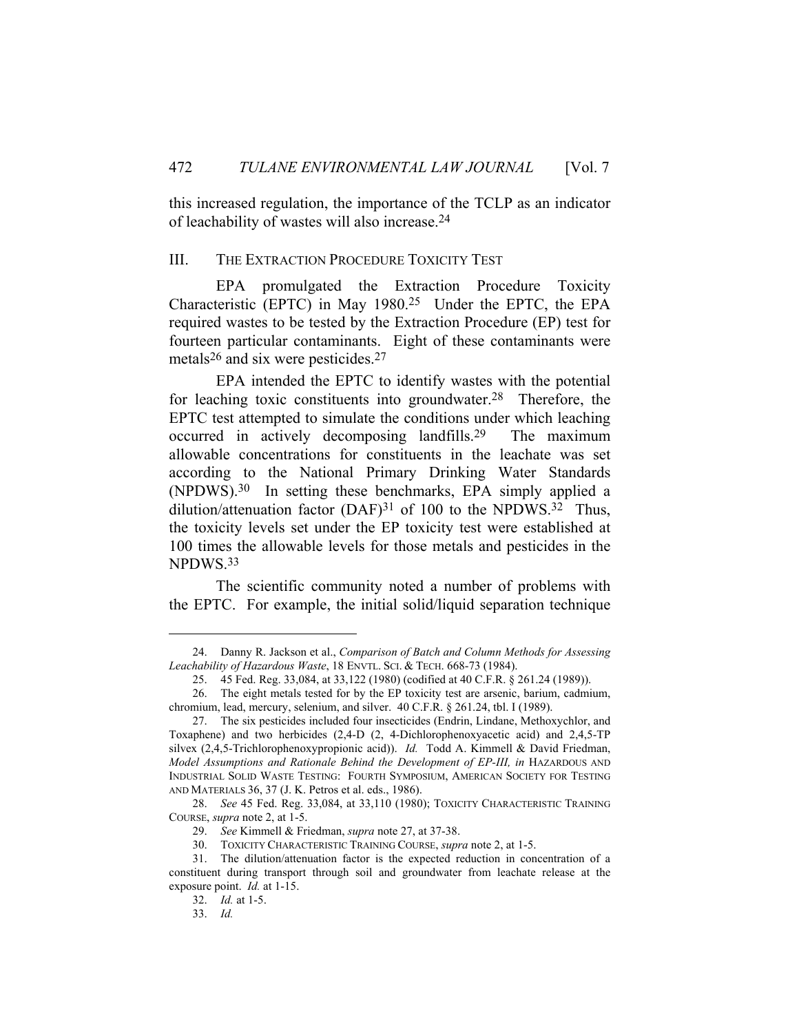this increased regulation, the importance of the TCLP as an indicator of leachability of wastes will also increase.[24]

## III. The Extraction Procedure Toxicity Test

EPA promulgated the Extraction Procedure Toxicity Characteristic (EPTC) in May 1980.[25] Under the EPTC, the EPA required wastes to be tested by the Extraction Procedure (EP) test for fourteen particular contaminants. Eight of these contaminants were metals[26] and six were pesticides.[27]

EPA intended the EPTC to identify wastes with the potential for leaching toxic constituents into groundwater.[28] Therefore, the EPTC test attempted to simulate the conditions under which leaching occurred in actively decomposing landfills.[29] The maximum allowable concentrations for constituents in the leachate was set according to the National Primary Drinking Water Standards (NPDWS).[30] In setting these benchmarks, EPA simply applied a dilution/attenuation factor (DAF)[31] of 100 to the NPDWS.[32] Thus, the toxicity levels set under the EP toxicity test were established at 100 times the allowable levels for those metals and pesticides in the NPDWS.[33]

The scientific community noted a number of problems with the EPTC. For example, the initial solid/liquid separation technique

---

24. Danny R. Jackson et al., *Comparison of Batch and Column Methods for Assessing Leachability of Hazardous Waste*, 18 Envtl. Sci. & Tech. 668-73 (1984).

25. 45 Fed. Reg. 33,084, at 33,122 (1980) (codified at 40 C.F.R. § 261.24 (1989)).

26. The eight metals tested for by the EP toxicity test are arsenic, barium, cadmium, chromium, lead, mercury, selenium, and silver. 40 C.F.R. § 261.24, tbl. I (1989).

27. The six pesticides included four insecticides (Endrin, Lindane, Methoxychlor, and Toxaphene) and two herbicides (2,4-D (2, 4-Dichlorophenoxyacetic acid) and 2,4,5-TP silvex (2,4,5-Trichlorophenoxypropionic acid)). *Id.* Todd A. Kimmell & David Friedman, *Model Assumptions and Rationale Behind the Development of EP-III, in* Hazardous and Industrial Solid Waste Testing: Fourth Symposium, American Society for Testing and Materials 36, 37 (J. K. Petros et al. eds., 1986).

28. *See* 45 Fed. Reg. 33,084, at 33,110 (1980); Toxicity Characteristic Training Course, *supra* note 2, at 1-5.

29. *See* Kimmell & Friedman, *supra* note 27, at 37-38.

30. Toxicity Characteristic Training Course, *supra* note 2, at 1-5.

31. The dilution/attenuation factor is the expected reduction in concentration of a constituent during transport through soil and groundwater from leachate release at the exposure point. *Id.* at 1-15.

32. *Id.* at 1-5.

33. *Id.*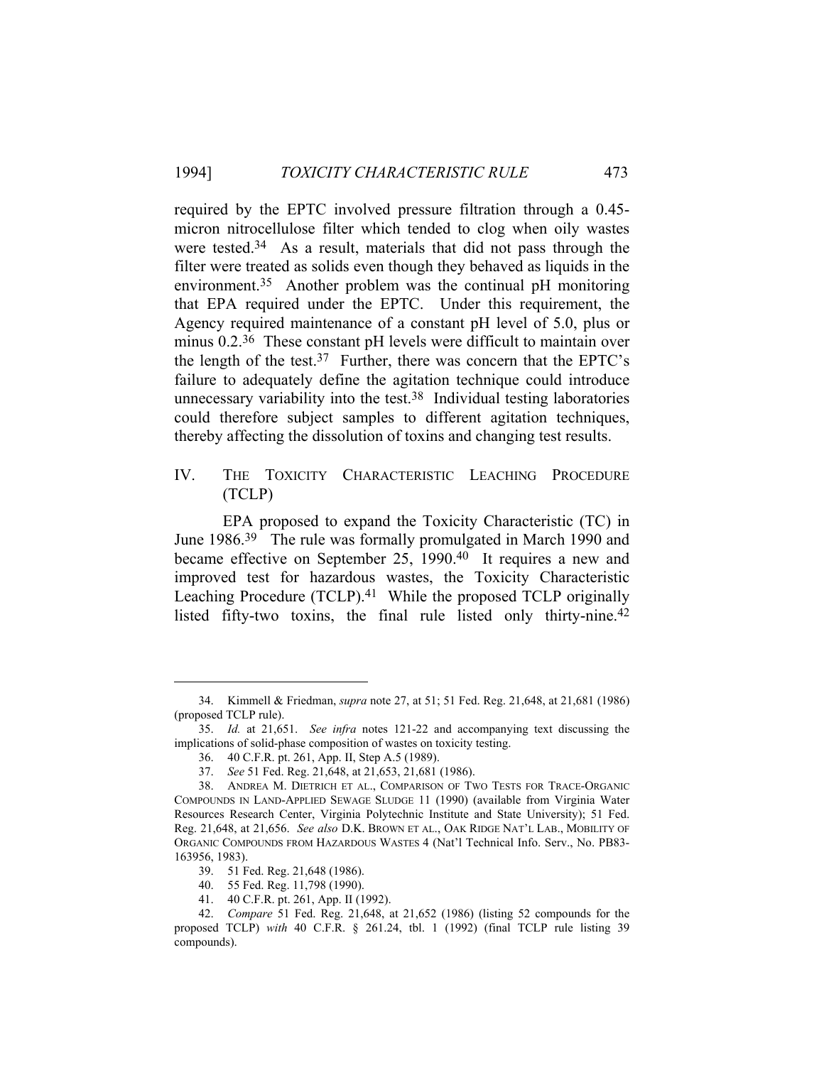required by the EPTC involved pressure filtration through a 0.45-micron nitrocellulose filter which tended to clog when oily wastes were tested.[34] As a result, materials that did not pass through the filter were treated as solids even though they behaved as liquids in the environment.[35] Another problem was the continual pH monitoring that EPA required under the EPTC. Under this requirement, the Agency required maintenance of a constant pH level of 5.0, plus or minus 0.2.[36] These constant pH levels were difficult to maintain over the length of the test.[37] Further, there was concern that the EPTC's failure to adequately define the agitation technique could introduce unnecessary variability into the test.[38] Individual testing laboratories could therefore subject samples to different agitation techniques, thereby affecting the dissolution of toxins and changing test results.

## IV. THE TOXICITY CHARACTERISTIC LEACHING PROCEDURE (TCLP)

EPA proposed to expand the Toxicity Characteristic (TC) in June 1986.[39] The rule was formally promulgated in March 1990 and became effective on September 25, 1990.[40] It requires a new and improved test for hazardous wastes, the Toxicity Characteristic Leaching Procedure (TCLP).[41] While the proposed TCLP originally listed fifty-two toxins, the final rule listed only thirty-nine.[42]

---

34. Kimmell & Friedman, *supra* note 27, at 51; 51 Fed. Reg. 21,648, at 21,681 (1986) (proposed TCLP rule).

35. *Id.* at 21,651. *See infra* notes 121-22 and accompanying text discussing the implications of solid-phase composition of wastes on toxicity testing.

36. 40 C.F.R. pt. 261, App. II, Step A.5 (1989).

37. *See* 51 Fed. Reg. 21,648, at 21,653, 21,681 (1986).

38. ANDREA M. DIETRICH ET AL., COMPARISON OF TWO TESTS FOR TRACE-ORGANIC COMPOUNDS IN LAND-APPLIED SEWAGE SLUDGE 11 (1990) (available from Virginia Water Resources Research Center, Virginia Polytechnic Institute and State University); 51 Fed. Reg. 21,648, at 21,656. *See also* D.K. BROWN ET AL., OAK RIDGE NAT'L LAB., MOBILITY OF ORGANIC COMPOUNDS FROM HAZARDOUS WASTES 4 (Nat'l Technical Info. Serv., No. PB83-163956, 1983).

39. 51 Fed. Reg. 21,648 (1986).

40. 55 Fed. Reg. 11,798 (1990).

41. 40 C.F.R. pt. 261, App. II (1992).

42. *Compare* 51 Fed. Reg. 21,648, at 21,652 (1986) (listing 52 compounds for the proposed TCLP) *with* 40 C.F.R. § 261.24, tbl. 1 (1992) (final TCLP rule listing 39 compounds).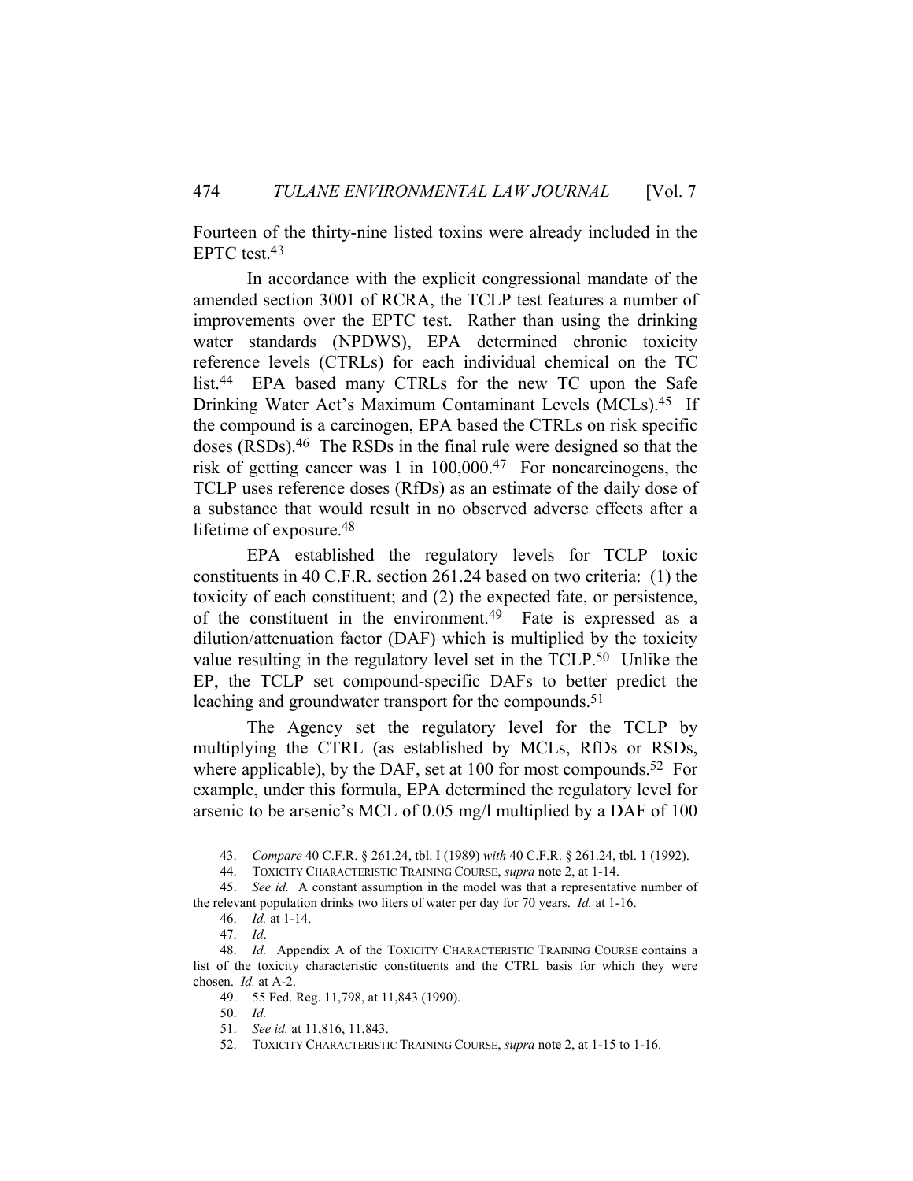Fourteen of the thirty-nine listed toxins were already included in the EPTC test.[43]

In accordance with the explicit congressional mandate of the amended section 3001 of RCRA, the TCLP test features a number of improvements over the EPTC test. Rather than using the drinking water standards (NPDWS), EPA determined chronic toxicity reference levels (CTRLs) for each individual chemical on the TC list.[44] EPA based many CTRLs for the new TC upon the Safe Drinking Water Act's Maximum Contaminant Levels (MCLs).[45] If the compound is a carcinogen, EPA based the CTRLs on risk specific doses (RSDs).[46] The RSDs in the final rule were designed so that the risk of getting cancer was 1 in 100,000.[47] For noncarcinogens, the TCLP uses reference doses (RfDs) as an estimate of the daily dose of a substance that would result in no observed adverse effects after a lifetime of exposure.[48]

EPA established the regulatory levels for TCLP toxic constituents in 40 C.F.R. section 261.24 based on two criteria: (1) the toxicity of each constituent; and (2) the expected fate, or persistence, of the constituent in the environment.[49] Fate is expressed as a dilution/attenuation factor (DAF) which is multiplied by the toxicity value resulting in the regulatory level set in the TCLP.[50] Unlike the EP, the TCLP set compound-specific DAFs to better predict the leaching and groundwater transport for the compounds.[51]

The Agency set the regulatory level for the TCLP by multiplying the CTRL (as established by MCLs, RfDs or RSDs, where applicable), by the DAF, set at 100 for most compounds.[52] For example, under this formula, EPA determined the regulatory level for arsenic to be arsenic's MCL of 0.05 mg/l multiplied by a DAF of 100

---

43. *Compare* 40 C.F.R. § 261.24, tbl. I (1989) *with* 40 C.F.R. § 261.24, tbl. 1 (1992).

44. TOXICITY CHARACTERISTIC TRAINING COURSE, *supra* note 2, at 1-14.

45. *See id.* A constant assumption in the model was that a representative number of the relevant population drinks two liters of water per day for 70 years. *Id.* at 1-16.

46. *Id.* at 1-14.

47. *Id*.

48. *Id.* Appendix A of the TOXICITY CHARACTERISTIC TRAINING COURSE contains a list of the toxicity characteristic constituents and the CTRL basis for which they were chosen. *Id.* at A-2.

49. 55 Fed. Reg. 11,798, at 11,843 (1990).

50. *Id.*

51. *See id.* at 11,816, 11,843.

52. TOXICITY CHARACTERISTIC TRAINING COURSE, *supra* note 2, at 1-15 to 1-16.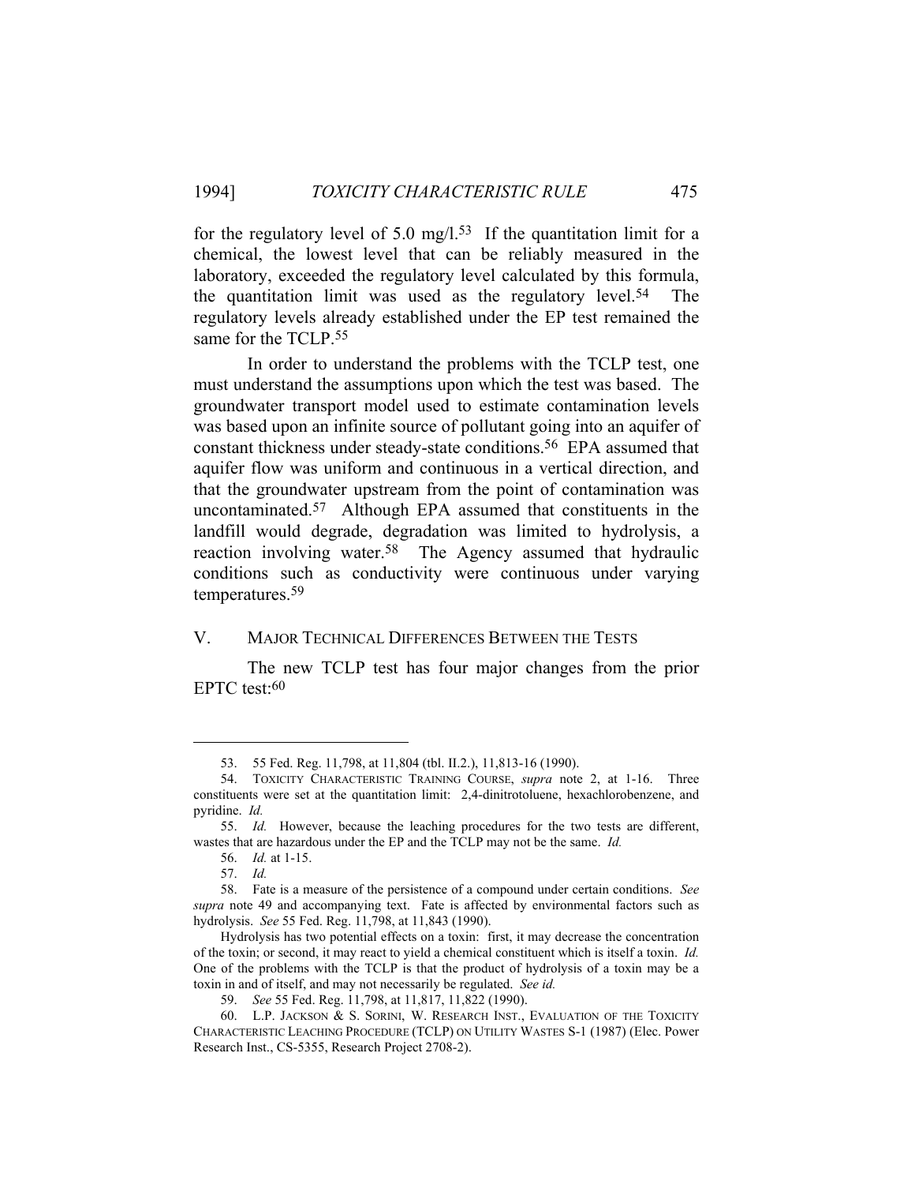for the regulatory level of 5.0 mg/l.[53] If the quantitation limit for a chemical, the lowest level that can be reliably measured in the laboratory, exceeded the regulatory level calculated by this formula, the quantitation limit was used as the regulatory level.[54] The regulatory levels already established under the EP test remained the same for the TCLP.[55]

In order to understand the problems with the TCLP test, one must understand the assumptions upon which the test was based. The groundwater transport model used to estimate contamination levels was based upon an infinite source of pollutant going into an aquifer of constant thickness under steady-state conditions.[56] EPA assumed that aquifer flow was uniform and continuous in a vertical direction, and that the groundwater upstream from the point of contamination was uncontaminated.[57] Although EPA assumed that constituents in the landfill would degrade, degradation was limited to hydrolysis, a reaction involving water.[58] The Agency assumed that hydraulic conditions such as conductivity were continuous under varying temperatures.[59]

## V. MAJOR TECHNICAL DIFFERENCES BETWEEN THE TESTS

The new TCLP test has four major changes from the prior EPTC test:[60]

---

53. 55 Fed. Reg. 11,798, at 11,804 (tbl. II.2.), 11,813-16 (1990).

54. TOXICITY CHARACTERISTIC TRAINING COURSE, *supra* note 2, at 1-16. Three constituents were set at the quantitation limit: 2,4-dinitrotoluene, hexachlorobenzene, and pyridine. *Id.*

55. *Id.* However, because the leaching procedures for the two tests are different, wastes that are hazardous under the EP and the TCLP may not be the same. *Id.*

56. *Id.* at 1-15.

57. *Id.*

58. Fate is a measure of the persistence of a compound under certain conditions. *See supra* note 49 and accompanying text. Fate is affected by environmental factors such as hydrolysis. *See* 55 Fed. Reg. 11,798, at 11,843 (1990).

Hydrolysis has two potential effects on a toxin: first, it may decrease the concentration of the toxin; or second, it may react to yield a chemical constituent which is itself a toxin. *Id.* One of the problems with the TCLP is that the product of hydrolysis of a toxin may be a toxin in and of itself, and may not necessarily be regulated. *See id.*

59. *See* 55 Fed. Reg. 11,798, at 11,817, 11,822 (1990).

60. L.P. JACKSON & S. SORINI, W. RESEARCH INST., EVALUATION OF THE TOXICITY CHARACTERISTIC LEACHING PROCEDURE (TCLP) ON UTILITY WASTES S-1 (1987) (Elec. Power Research Inst., CS-5355, Research Project 2708-2).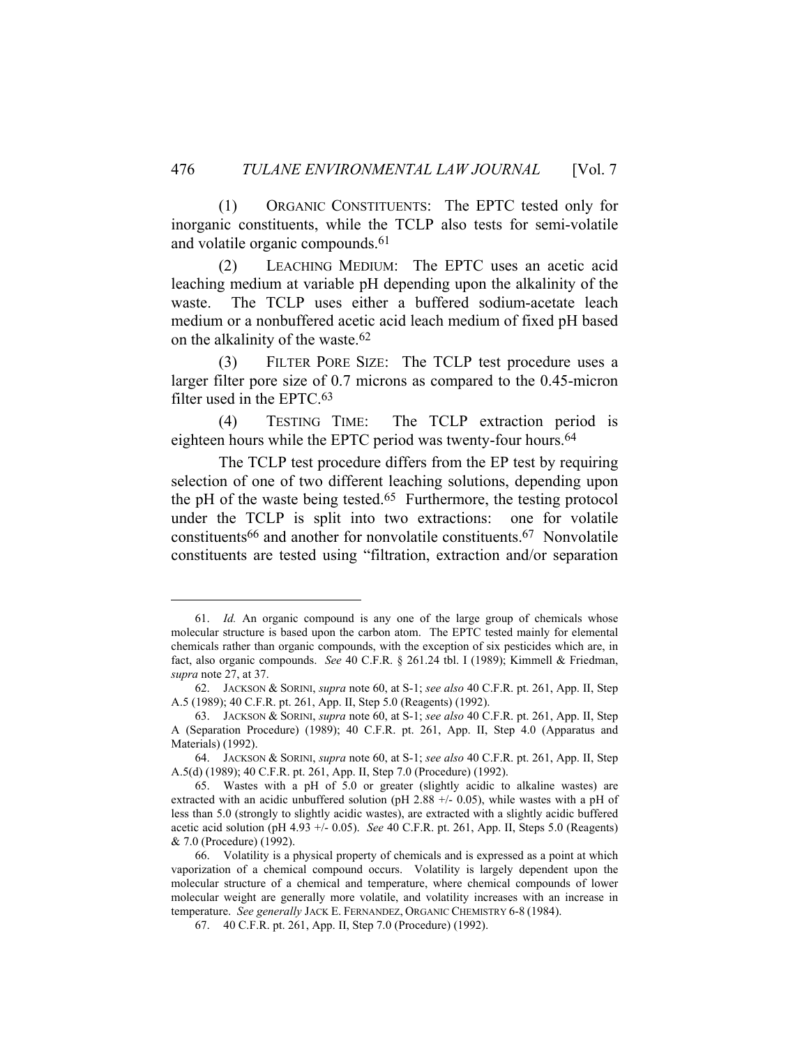(1) ORGANIC CONSTITUENTS: The EPTC tested only for inorganic constituents, while the TCLP also tests for semi-volatile and volatile organic compounds.[61]

(2) LEACHING MEDIUM: The EPTC uses an acetic acid leaching medium at variable pH depending upon the alkalinity of the waste. The TCLP uses either a buffered sodium-acetate leach medium or a nonbuffered acetic acid leach medium of fixed pH based on the alkalinity of the waste.[62]

(3) FILTER PORE SIZE: The TCLP test procedure uses a larger filter pore size of 0.7 microns as compared to the 0.45-micron filter used in the EPTC.[63]

(4) TESTING TIME: The TCLP extraction period is eighteen hours while the EPTC period was twenty-four hours.[64]

The TCLP test procedure differs from the EP test by requiring selection of one of two different leaching solutions, depending upon the pH of the waste being tested.[65] Furthermore, the testing protocol under the TCLP is split into two extractions: one for volatile constituents[66] and another for nonvolatile constituents.[67] Nonvolatile constituents are tested using "filtration, extraction and/or separation

---

61. *Id.* An organic compound is any one of the large group of chemicals whose molecular structure is based upon the carbon atom. The EPTC tested mainly for elemental chemicals rather than organic compounds, with the exception of six pesticides which are, in fact, also organic compounds. *See* 40 C.F.R. § 261.24 tbl. I (1989); Kimmell & Friedman, *supra* note 27, at 37.

62. JACKSON & SORINI, *supra* note 60, at S-1; *see also* 40 C.F.R. pt. 261, App. II, Step A.5 (1989); 40 C.F.R. pt. 261, App. II, Step 5.0 (Reagents) (1992).

63. JACKSON & SORINI, *supra* note 60, at S-1; *see also* 40 C.F.R. pt. 261, App. II, Step A (Separation Procedure) (1989); 40 C.F.R. pt. 261, App. II, Step 4.0 (Apparatus and Materials) (1992).

64. JACKSON & SORINI, *supra* note 60, at S-1; *see also* 40 C.F.R. pt. 261, App. II, Step A.5(d) (1989); 40 C.F.R. pt. 261, App. II, Step 7.0 (Procedure) (1992).

65. Wastes with a pH of 5.0 or greater (slightly acidic to alkaline wastes) are extracted with an acidic unbuffered solution (pH 2.88 +/- 0.05), while wastes with a pH of less than 5.0 (strongly to slightly acidic wastes), are extracted with a slightly acidic buffered acetic acid solution (pH 4.93 +/- 0.05). *See* 40 C.F.R. pt. 261, App. II, Steps 5.0 (Reagents) & 7.0 (Procedure) (1992).

66. Volatility is a physical property of chemicals and is expressed as a point at which vaporization of a chemical compound occurs. Volatility is largely dependent upon the molecular structure of a chemical and temperature, where chemical compounds of lower molecular weight are generally more volatile, and volatility increases with an increase in temperature. *See generally* JACK E. FERNANDEZ, ORGANIC CHEMISTRY 6-8 (1984).

67. 40 C.F.R. pt. 261, App. II, Step 7.0 (Procedure) (1992).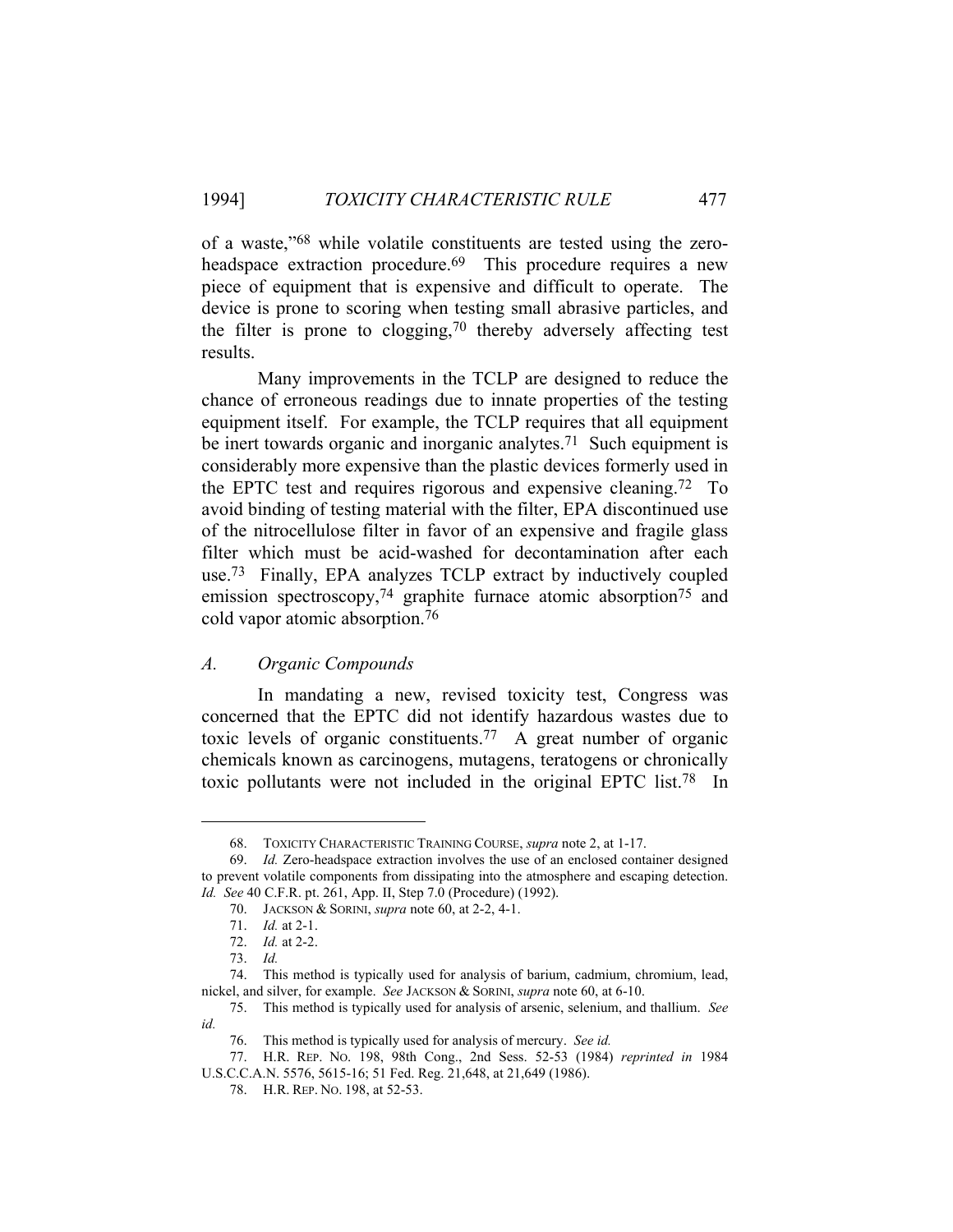of a waste,"[68] while volatile constituents are tested using the zero-headspace extraction procedure.[69] This procedure requires a new piece of equipment that is expensive and difficult to operate. The device is prone to scoring when testing small abrasive particles, and the filter is prone to clogging,[70] thereby adversely affecting test results.

Many improvements in the TCLP are designed to reduce the chance of erroneous readings due to innate properties of the testing equipment itself. For example, the TCLP requires that all equipment be inert towards organic and inorganic analytes.[71] Such equipment is considerably more expensive than the plastic devices formerly used in the EPTC test and requires rigorous and expensive cleaning.[72] To avoid binding of testing material with the filter, EPA discontinued use of the nitrocellulose filter in favor of an expensive and fragile glass filter which must be acid-washed for decontamination after each use.[73] Finally, EPA analyzes TCLP extract by inductively coupled emission spectroscopy,[74] graphite furnace atomic absorption[75] and cold vapor atomic absorption.[76]

## *A. Organic Compounds*

In mandating a new, revised toxicity test, Congress was concerned that the EPTC did not identify hazardous wastes due to toxic levels of organic constituents.[77] A great number of organic chemicals known as carcinogens, mutagens, teratogens or chronically toxic pollutants were not included in the original EPTC list.[78] In

---

68. TOXICITY CHARACTERISTIC TRAINING COURSE, *supra* note 2, at 1-17.

69. *Id.* Zero-headspace extraction involves the use of an enclosed container designed to prevent volatile components from dissipating into the atmosphere and escaping detection. *Id. See* 40 C.F.R. pt. 261, App. II, Step 7.0 (Procedure) (1992).

70. JACKSON & SORINI, *supra* note 60, at 2-2, 4-1.

71. *Id.* at 2-1.

72. *Id.* at 2-2.

73. *Id.*

74. This method is typically used for analysis of barium, cadmium, chromium, lead, nickel, and silver, for example. *See* JACKSON & SORINI, *supra* note 60, at 6-10.

75. This method is typically used for analysis of arsenic, selenium, and thallium. *See id.*

76. This method is typically used for analysis of mercury. *See id.*

77. H.R. REP. NO. 198, 98th Cong., 2nd Sess. 52-53 (1984) *reprinted in* 1984 U.S.C.C.A.N. 5576, 5615-16; 51 Fed. Reg. 21,648, at 21,649 (1986).

78. H.R. REP. NO. 198, at 52-53.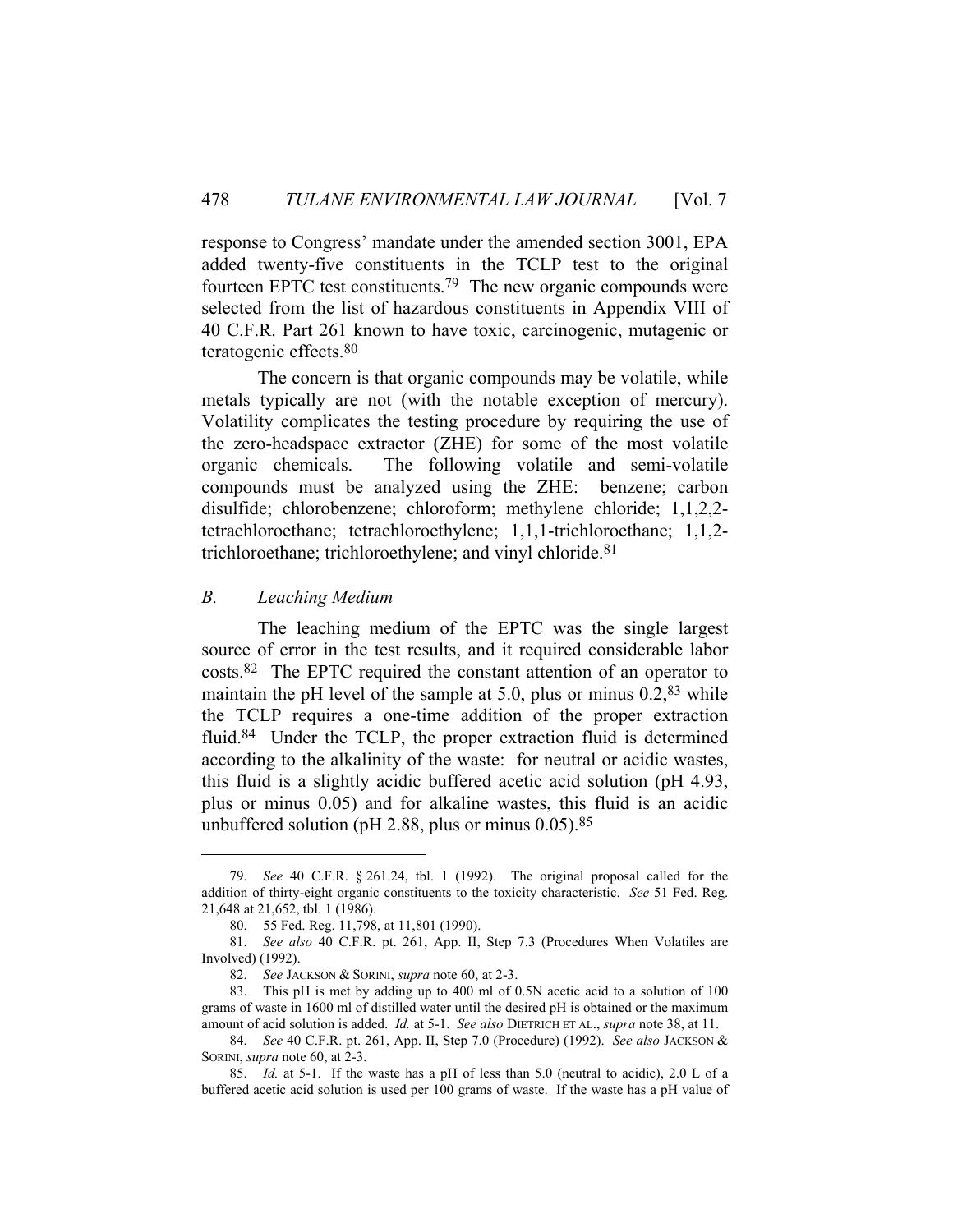response to Congress' mandate under the amended section 3001, EPA added twenty-five constituents in the TCLP test to the original fourteen EPTC test constituents.[79] The new organic compounds were selected from the list of hazardous constituents in Appendix VIII of 40 C.F.R. Part 261 known to have toxic, carcinogenic, mutagenic or teratogenic effects.[80]

The concern is that organic compounds may be volatile, while metals typically are not (with the notable exception of mercury). Volatility complicates the testing procedure by requiring the use of the zero-headspace extractor (ZHE) for some of the most volatile organic chemicals. The following volatile and semi-volatile compounds must be analyzed using the ZHE: benzene; carbon disulfide; chlorobenzene; chloroform; methylene chloride; 1,1,2,2-tetrachloroethane; tetrachloroethylene; 1,1,1-trichloroethane; 1,1,2-trichloroethane; trichloroethylene; and vinyl chloride.[81]

### *B. Leaching Medium*

The leaching medium of the EPTC was the single largest source of error in the test results, and it required considerable labor costs.[82] The EPTC required the constant attention of an operator to maintain the pH level of the sample at 5.0, plus or minus 0.2,[83] while the TCLP requires a one-time addition of the proper extraction fluid.[84] Under the TCLP, the proper extraction fluid is determined according to the alkalinity of the waste: for neutral or acidic wastes, this fluid is a slightly acidic buffered acetic acid solution (pH 4.93, plus or minus 0.05) and for alkaline wastes, this fluid is an acidic unbuffered solution (pH 2.88, plus or minus 0.05).[85]

---

79. *See* 40 C.F.R. § 261.24, tbl. 1 (1992). The original proposal called for the addition of thirty-eight organic constituents to the toxicity characteristic. *See* 51 Fed. Reg. 21,648 at 21,652, tbl. 1 (1986).

80. 55 Fed. Reg. 11,798, at 11,801 (1990).

81. *See also* 40 C.F.R. pt. 261, App. II, Step 7.3 (Procedures When Volatiles are Involved) (1992).

82. *See* JACKSON & SORINI, *supra* note 60, at 2-3.

83. This pH is met by adding up to 400 ml of 0.5N acetic acid to a solution of 100 grams of waste in 1600 ml of distilled water until the desired pH is obtained or the maximum amount of acid solution is added. *Id.* at 5-1. *See also* DIETRICH ET AL., *supra* note 38, at 11.

84. *See* 40 C.F.R. pt. 261, App. II, Step 7.0 (Procedure) (1992). *See also* JACKSON & SORINI, *supra* note 60, at 2-3.

85. *Id.* at 5-1. If the waste has a pH of less than 5.0 (neutral to acidic), 2.0 L of a buffered acetic acid solution is used per 100 grams of waste. If the waste has a pH value of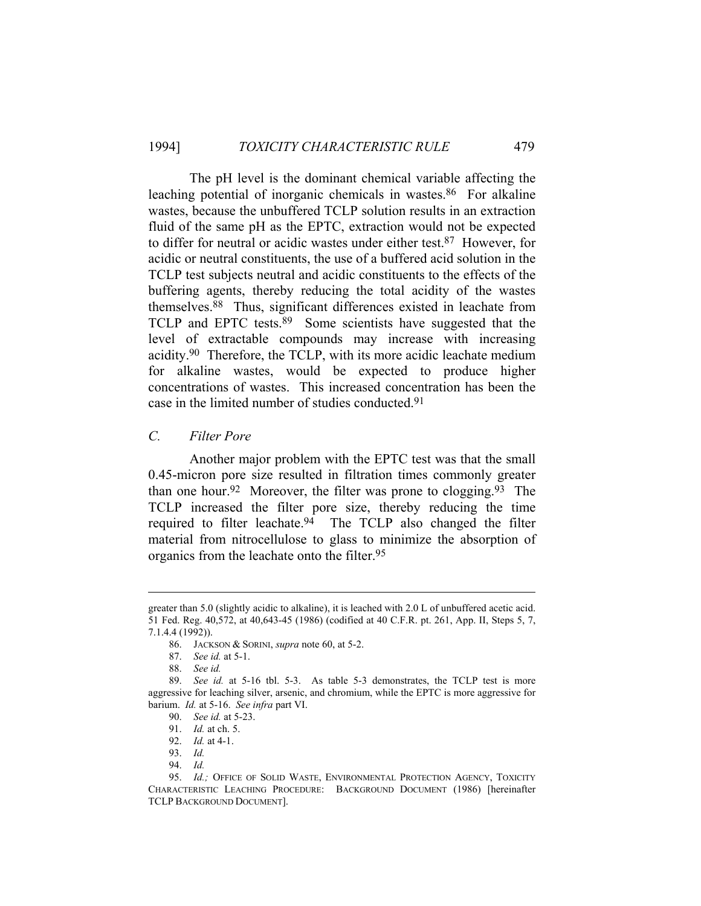The pH level is the dominant chemical variable affecting the leaching potential of inorganic chemicals in wastes.[86] For alkaline wastes, because the unbuffered TCLP solution results in an extraction fluid of the same pH as the EPTC, extraction would not be expected to differ for neutral or acidic wastes under either test.[87] However, for acidic or neutral constituents, the use of a buffered acid solution in the TCLP test subjects neutral and acidic constituents to the effects of the buffering agents, thereby reducing the total acidity of the wastes themselves.[88] Thus, significant differences existed in leachate from TCLP and EPTC tests.[89] Some scientists have suggested that the level of extractable compounds may increase with increasing acidity.[90] Therefore, the TCLP, with its more acidic leachate medium for alkaline wastes, would be expected to produce higher concentrations of wastes. This increased concentration has been the case in the limited number of studies conducted.[91]

### *C. Filter Pore*

Another major problem with the EPTC test was that the small 0.45-micron pore size resulted in filtration times commonly greater than one hour.[92] Moreover, the filter was prone to clogging.[93] The TCLP increased the filter pore size, thereby reducing the time required to filter leachate.[94] The TCLP also changed the filter material from nitrocellulose to glass to minimize the absorption of organics from the leachate onto the filter.[95]

---

greater than 5.0 (slightly acidic to alkaline), it is leached with 2.0 L of unbuffered acetic acid. 51 Fed. Reg. 40,572, at 40,643-45 (1986) (codified at 40 C.F.R. pt. 261, App. II, Steps 5, 7, 7.1.4.4 (1992)).

86. JACKSON & SORINI, *supra* note 60, at 5-2.

87. *See id.* at 5-1.

88. *See id.*

89. *See id.* at 5-16 tbl. 5-3. As table 5-3 demonstrates, the TCLP test is more aggressive for leaching silver, arsenic, and chromium, while the EPTC is more aggressive for barium. *Id.* at 5-16. *See infra* part VI.

90. *See id.* at 5-23.

91. *Id.* at ch. 5.

92. *Id.* at 4-1.

93. *Id.*

94. *Id.*

95. *Id.;* OFFICE OF SOLID WASTE, ENVIRONMENTAL PROTECTION AGENCY, TOXICITY CHARACTERISTIC LEACHING PROCEDURE: BACKGROUND DOCUMENT (1986) [hereinafter TCLP BACKGROUND DOCUMENT].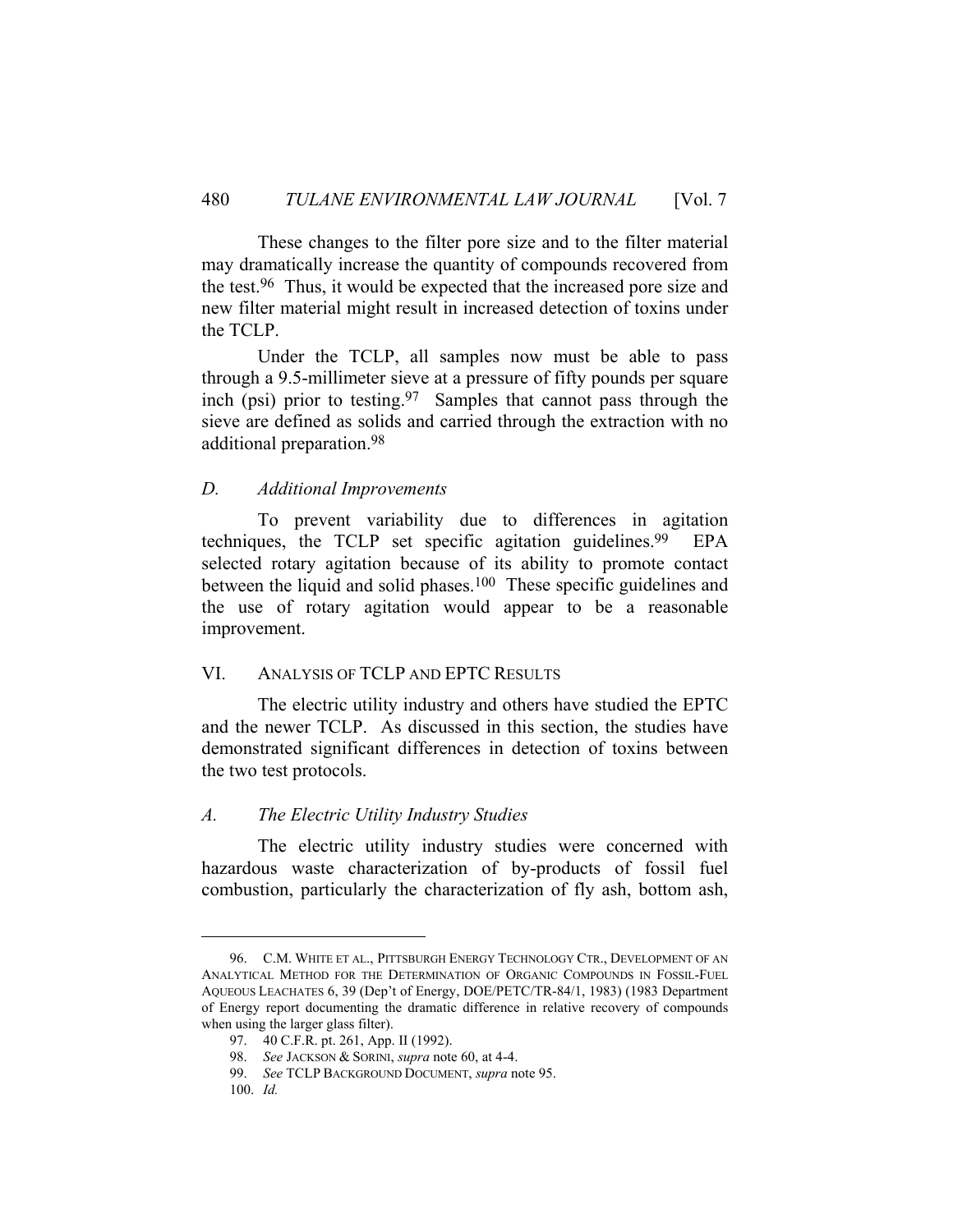These changes to the filter pore size and to the filter material may dramatically increase the quantity of compounds recovered from the test.[96] Thus, it would be expected that the increased pore size and new filter material might result in increased detection of toxins under the TCLP.

Under the TCLP, all samples now must be able to pass through a 9.5-millimeter sieve at a pressure of fifty pounds per square inch (psi) prior to testing.[97] Samples that cannot pass through the sieve are defined as solids and carried through the extraction with no additional preparation.[98]

### *D. Additional Improvements*

To prevent variability due to differences in agitation techniques, the TCLP set specific agitation guidelines.[99] EPA selected rotary agitation because of its ability to promote contact between the liquid and solid phases.[100] These specific guidelines and the use of rotary agitation would appear to be a reasonable improvement.

## VI. ANALYSIS OF TCLP AND EPTC RESULTS

The electric utility industry and others have studied the EPTC and the newer TCLP. As discussed in this section, the studies have demonstrated significant differences in detection of toxins between the two test protocols.

### *A. The Electric Utility Industry Studies*

The electric utility industry studies were concerned with hazardous waste characterization of by-products of fossil fuel combustion, particularly the characterization of fly ash, bottom ash,

---

96. C.M. WHITE ET AL., PITTSBURGH ENERGY TECHNOLOGY CTR., DEVELOPMENT OF AN ANALYTICAL METHOD FOR THE DETERMINATION OF ORGANIC COMPOUNDS IN FOSSIL-FUEL AQUEOUS LEACHATES 6, 39 (Dep't of Energy, DOE/PETC/TR-84/1, 1983) (1983 Department of Energy report documenting the dramatic difference in relative recovery of compounds when using the larger glass filter).

97. 40 C.F.R. pt. 261, App. II (1992).

98. *See* JACKSON & SORINI, *supra* note 60, at 4-4.

99. *See* TCLP BACKGROUND DOCUMENT, *supra* note 95.

100. *Id.*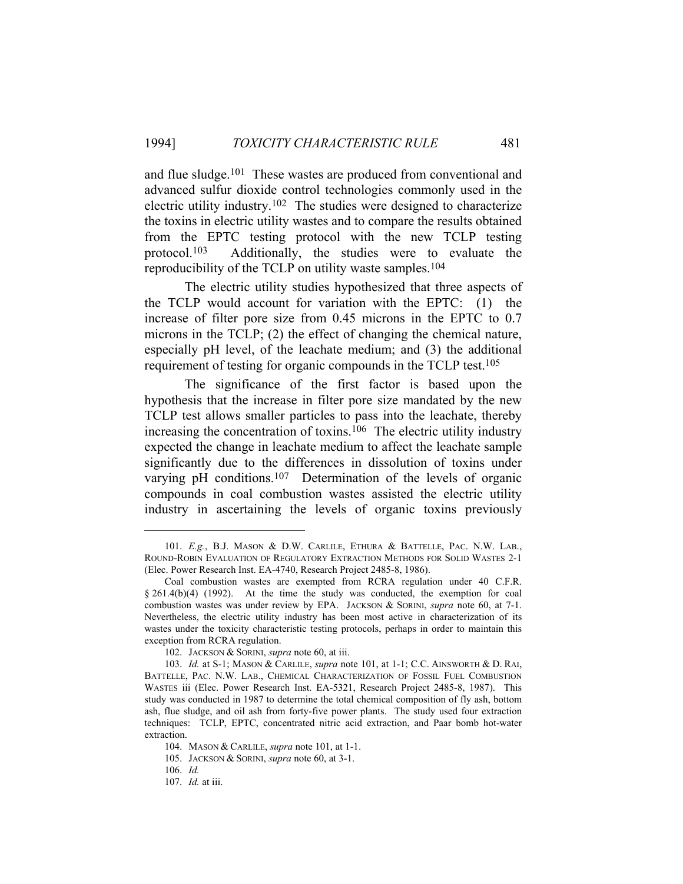and flue sludge.[101] These wastes are produced from conventional and advanced sulfur dioxide control technologies commonly used in the electric utility industry.[102] The studies were designed to characterize the toxins in electric utility wastes and to compare the results obtained from the EPTC testing protocol with the new TCLP testing protocol.[103] Additionally, the studies were to evaluate the reproducibility of the TCLP on utility waste samples.[104]

The electric utility studies hypothesized that three aspects of the TCLP would account for variation with the EPTC: (1) the increase of filter pore size from 0.45 microns in the EPTC to 0.7 microns in the TCLP; (2) the effect of changing the chemical nature, especially pH level, of the leachate medium; and (3) the additional requirement of testing for organic compounds in the TCLP test.[105]

The significance of the first factor is based upon the hypothesis that the increase in filter pore size mandated by the new TCLP test allows smaller particles to pass into the leachate, thereby increasing the concentration of toxins.[106] The electric utility industry expected the change in leachate medium to affect the leachate sample significantly due to the differences in dissolution of toxins under varying pH conditions.[107] Determination of the levels of organic compounds in coal combustion wastes assisted the electric utility industry in ascertaining the levels of organic toxins previously

---

101. *E.g.*, B.J. MASON & D.W. CARLILE, ETHURA & BATTELLE, PAC. N.W. LAB., ROUND-ROBIN EVALUATION OF REGULATORY EXTRACTION METHODS FOR SOLID WASTES 2-1 (Elec. Power Research Inst. EA-4740, Research Project 2485-8, 1986).

Coal combustion wastes are exempted from RCRA regulation under 40 C.F.R. § 261.4(b)(4) (1992). At the time the study was conducted, the exemption for coal combustion wastes was under review by EPA. JACKSON & SORINI, *supra* note 60, at 7-1. Nevertheless, the electric utility industry has been most active in characterization of its wastes under the toxicity characteristic testing protocols, perhaps in order to maintain this exception from RCRA regulation.

102. JACKSON & SORINI, *supra* note 60, at iii.

103. *Id.* at S-1; MASON & CARLILE, *supra* note 101, at 1-1; C.C. AINSWORTH & D. RAI, BATTELLE, PAC. N.W. LAB., CHEMICAL CHARACTERIZATION OF FOSSIL FUEL COMBUSTION WASTES iii (Elec. Power Research Inst. EA-5321, Research Project 2485-8, 1987). This study was conducted in 1987 to determine the total chemical composition of fly ash, bottom ash, flue sludge, and oil ash from forty-five power plants. The study used four extraction techniques: TCLP, EPTC, concentrated nitric acid extraction, and Paar bomb hot-water extraction.

104. MASON & CARLILE, *supra* note 101, at 1-1.

105. JACKSON & SORINI, *supra* note 60, at 3-1.

106. *Id.*

107. *Id.* at iii.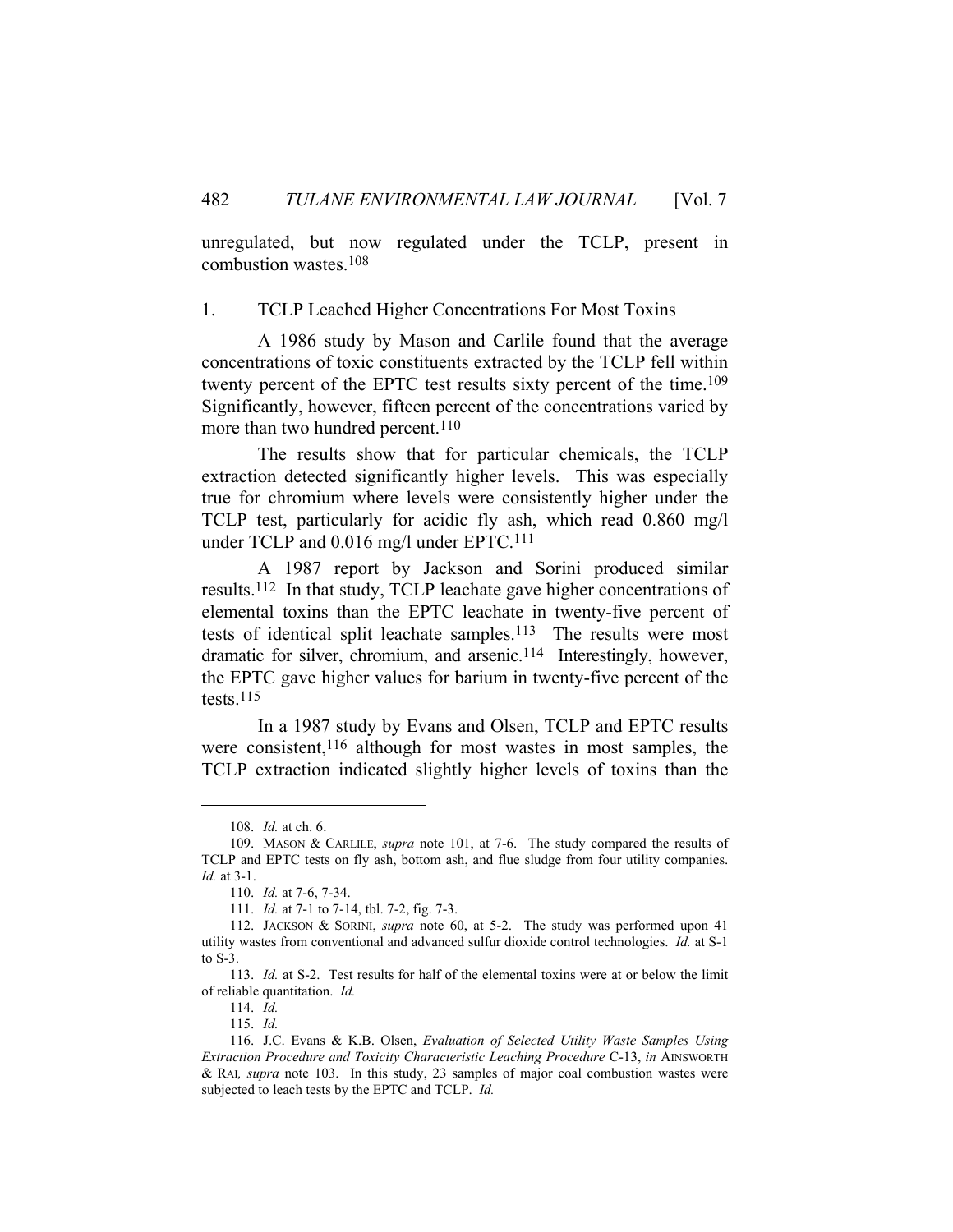unregulated, but now regulated under the TCLP, present in combustion wastes.[108]

### 1. TCLP Leached Higher Concentrations For Most Toxins

A 1986 study by Mason and Carlile found that the average concentrations of toxic constituents extracted by the TCLP fell within twenty percent of the EPTC test results sixty percent of the time.[109] Significantly, however, fifteen percent of the concentrations varied by more than two hundred percent.[110]

The results show that for particular chemicals, the TCLP extraction detected significantly higher levels. This was especially true for chromium where levels were consistently higher under the TCLP test, particularly for acidic fly ash, which read 0.860 mg/l under TCLP and 0.016 mg/l under EPTC.[111]

A 1987 report by Jackson and Sorini produced similar results.[112] In that study, TCLP leachate gave higher concentrations of elemental toxins than the EPTC leachate in twenty-five percent of tests of identical split leachate samples.[113] The results were most dramatic for silver, chromium, and arsenic.[114] Interestingly, however, the EPTC gave higher values for barium in twenty-five percent of the tests.[115]

In a 1987 study by Evans and Olsen, TCLP and EPTC results were consistent,[116] although for most wastes in most samples, the TCLP extraction indicated slightly higher levels of toxins than the

---

108. *Id.* at ch. 6.

109. MASON & CARLILE, *supra* note 101, at 7-6. The study compared the results of TCLP and EPTC tests on fly ash, bottom ash, and flue sludge from four utility companies. *Id.* at 3-1.

110. *Id.* at 7-6, 7-34.

111. *Id.* at 7-1 to 7-14, tbl. 7-2, fig. 7-3.

112. JACKSON & SORINI, *supra* note 60, at 5-2. The study was performed upon 41 utility wastes from conventional and advanced sulfur dioxide control technologies. *Id.* at S-1 to S-3.

113. *Id.* at S-2. Test results for half of the elemental toxins were at or below the limit of reliable quantitation. *Id.*

114. *Id.*

115. *Id.*

116. J.C. Evans & K.B. Olsen, *Evaluation of Selected Utility Waste Samples Using Extraction Procedure and Toxicity Characteristic Leaching Procedure* C-13, *in* AINSWORTH & RAI, *supra* note 103. In this study, 23 samples of major coal combustion wastes were subjected to leach tests by the EPTC and TCLP. *Id.*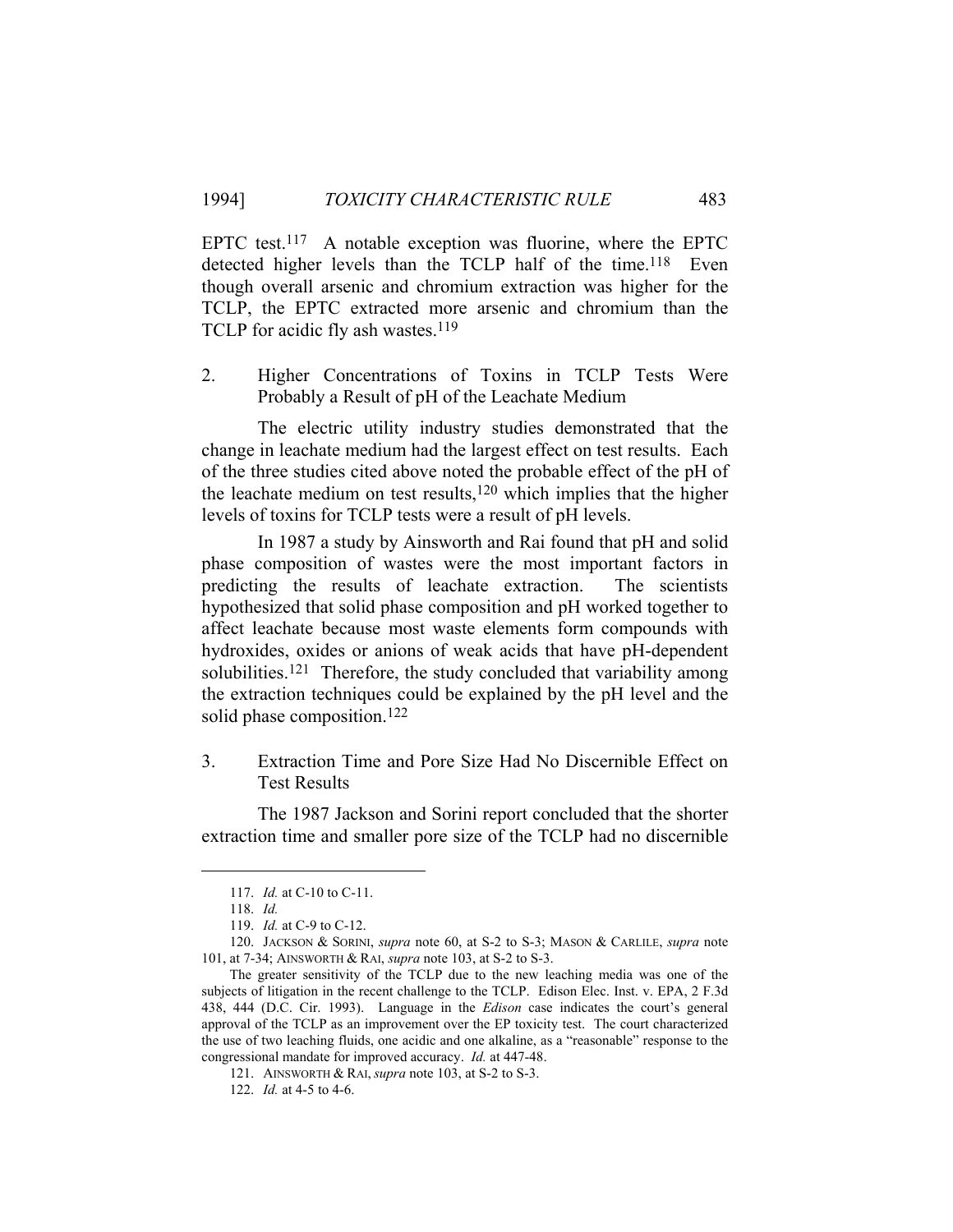EPTC test.[117] A notable exception was fluorine, where the EPTC detected higher levels than the TCLP half of the time.[118] Even though overall arsenic and chromium extraction was higher for the TCLP, the EPTC extracted more arsenic and chromium than the TCLP for acidic fly ash wastes.[119]

### 2. Higher Concentrations of Toxins in TCLP Tests Were Probably a Result of pH of the Leachate Medium

The electric utility industry studies demonstrated that the change in leachate medium had the largest effect on test results. Each of the three studies cited above noted the probable effect of the pH of the leachate medium on test results,[120] which implies that the higher levels of toxins for TCLP tests were a result of pH levels.

In 1987 a study by Ainsworth and Rai found that pH and solid phase composition of wastes were the most important factors in predicting the results of leachate extraction. The scientists hypothesized that solid phase composition and pH worked together to affect leachate because most waste elements form compounds with hydroxides, oxides or anions of weak acids that have pH-dependent solubilities.[121] Therefore, the study concluded that variability among the extraction techniques could be explained by the pH level and the solid phase composition.[122]

### 3. Extraction Time and Pore Size Had No Discernible Effect on Test Results

The 1987 Jackson and Sorini report concluded that the shorter extraction time and smaller pore size of the TCLP had no discernible

---

117. *Id.* at C-10 to C-11.

118. *Id.*

119. *Id.* at C-9 to C-12.

120. JACKSON & SORINI, *supra* note 60, at S-2 to S-3; MASON & CARLILE, *supra* note 101, at 7-34; AINSWORTH & RAI, *supra* note 103, at S-2 to S-3.

The greater sensitivity of the TCLP due to the new leaching media was one of the subjects of litigation in the recent challenge to the TCLP. Edison Elec. Inst. v. EPA, 2 F.3d 438, 444 (D.C. Cir. 1993). Language in the *Edison* case indicates the court's general approval of the TCLP as an improvement over the EP toxicity test. The court characterized the use of two leaching fluids, one acidic and one alkaline, as a "reasonable" response to the congressional mandate for improved accuracy. *Id.* at 447-48.

121. AINSWORTH & RAI, *supra* note 103, at S-2 to S-3.

122. *Id.* at 4-5 to 4-6.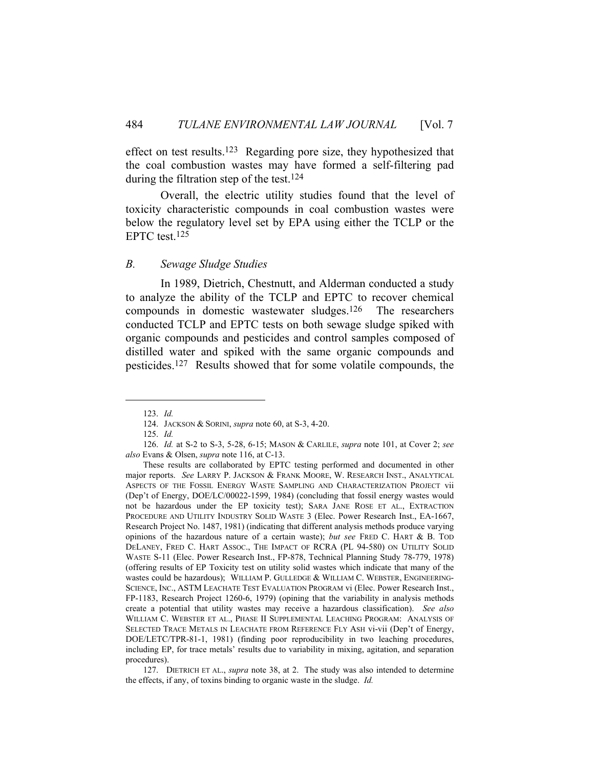effect on test results.[123] Regarding pore size, they hypothesized that the coal combustion wastes may have formed a self-filtering pad during the filtration step of the test.[124]

Overall, the electric utility studies found that the level of toxicity characteristic compounds in coal combustion wastes were below the regulatory level set by EPA using either the TCLP or the EPTC test.[125]

### *B. Sewage Sludge Studies*

In 1989, Dietrich, Chestnutt, and Alderman conducted a study to analyze the ability of the TCLP and EPTC to recover chemical compounds in domestic wastewater sludges.[126] The researchers conducted TCLP and EPTC tests on both sewage sludge spiked with organic compounds and pesticides and control samples composed of distilled water and spiked with the same organic compounds and pesticides.[127] Results showed that for some volatile compounds, the

---

123. *Id.*

124. JACKSON & SORINI, *supra* note 60, at S-3, 4-20.

125. *Id.*

126. *Id.* at S-2 to S-3, 5-28, 6-15; MASON & CARLILE, *supra* note 101, at Cover 2; *see also* Evans & Olsen, *supra* note 116, at C-13.

These results are collaborated by EPTC testing performed and documented in other major reports. *See* LARRY P. JACKSON & FRANK MOORE, W. RESEARCH INST., ANALYTICAL ASPECTS OF THE FOSSIL ENERGY WASTE SAMPLING AND CHARACTERIZATION PROJECT vii (Dep't of Energy, DOE/LC/00022-1599, 1984) (concluding that fossil energy wastes would not be hazardous under the EP toxicity test); SARA JANE ROSE ET AL., EXTRACTION PROCEDURE AND UTILITY INDUSTRY SOLID WASTE 3 (Elec. Power Research Inst., EA-1667, Research Project No. 1487, 1981) (indicating that different analysis methods produce varying opinions of the hazardous nature of a certain waste); *but see* FRED C. HART & B. TOD DELANEY, FRED C. HART ASSOC., THE IMPACT OF RCRA (PL 94-580) ON UTILITY SOLID WASTE S-11 (Elec. Power Research Inst., FP-878, Technical Planning Study 78-779, 1978) (offering results of EP Toxicity test on utility solid wastes which indicate that many of the wastes could be hazardous); WILLIAM P. GULLEDGE & WILLIAM C. WEBSTER, ENGINEERING-SCIENCE, INC., ASTM LEACHATE TEST EVALUATION PROGRAM vi (Elec. Power Research Inst., FP-1183, Research Project 1260-6, 1979) (opining that the variability in analysis methods create a potential that utility wastes may receive a hazardous classification). *See also* WILLIAM C. WEBSTER ET AL., PHASE II SUPPLEMENTAL LEACHING PROGRAM: ANALYSIS OF SELECTED TRACE METALS IN LEACHATE FROM REFERENCE FLY ASH vi-vii (Dep't of Energy, DOE/LETC/TPR-81-1, 1981) (finding poor reproducibility in two leaching procedures, including EP, for trace metals' results due to variability in mixing, agitation, and separation procedures).

127. DIETRICH ET AL., *supra* note 38, at 2. The study was also intended to determine the effects, if any, of toxins binding to organic waste in the sludge. *Id.*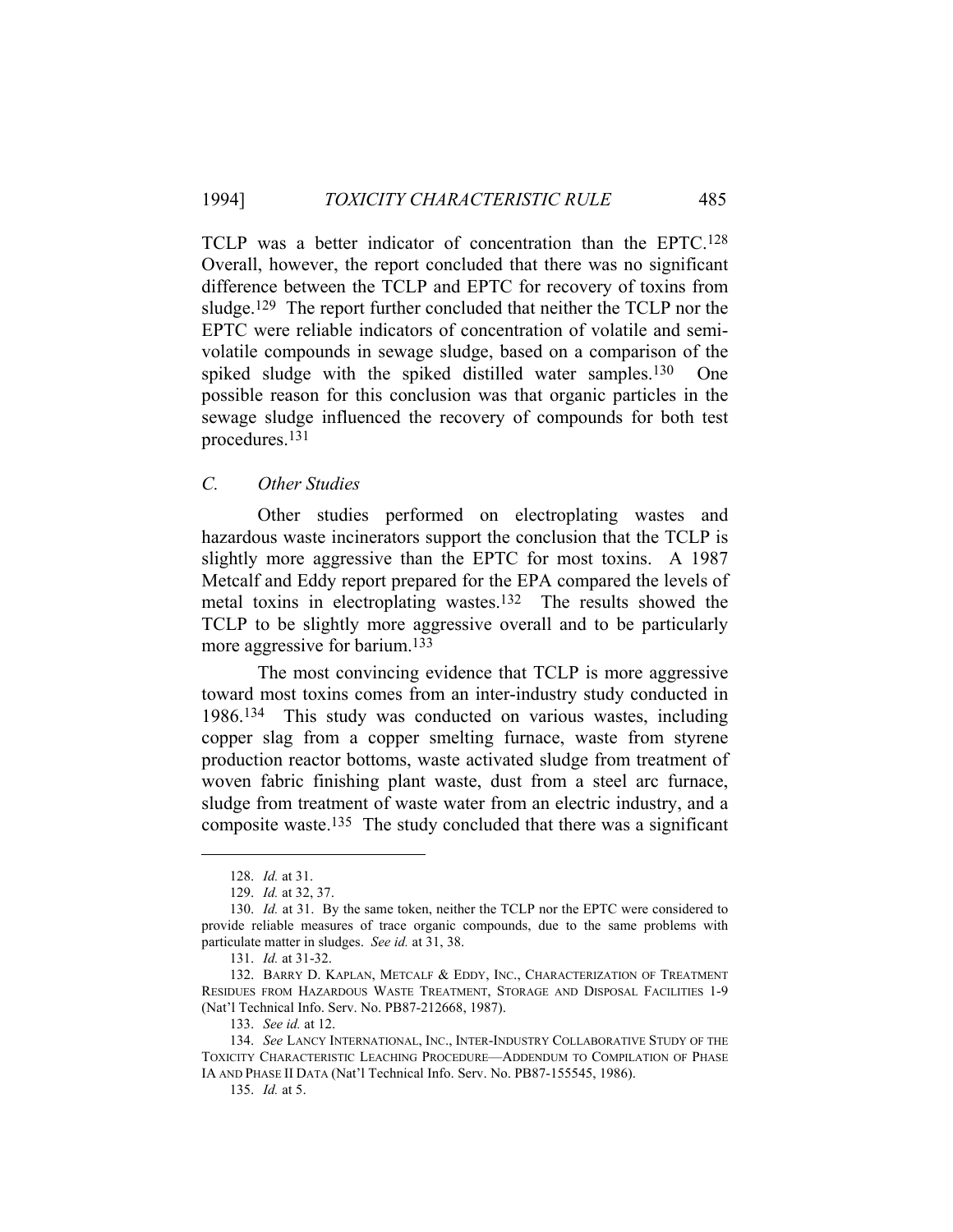TCLP was a better indicator of concentration than the EPTC.[128] Overall, however, the report concluded that there was no significant difference between the TCLP and EPTC for recovery of toxins from sludge.[129] The report further concluded that neither the TCLP nor the EPTC were reliable indicators of concentration of volatile and semi-volatile compounds in sewage sludge, based on a comparison of the spiked sludge with the spiked distilled water samples.[130] One possible reason for this conclusion was that organic particles in the sewage sludge influenced the recovery of compounds for both test procedures.[131]

### *C. Other Studies*

Other studies performed on electroplating wastes and hazardous waste incinerators support the conclusion that the TCLP is slightly more aggressive than the EPTC for most toxins. A 1987 Metcalf and Eddy report prepared for the EPA compared the levels of metal toxins in electroplating wastes.[132] The results showed the TCLP to be slightly more aggressive overall and to be particularly more aggressive for barium.[133]

The most convincing evidence that TCLP is more aggressive toward most toxins comes from an inter-industry study conducted in 1986.[134] This study was conducted on various wastes, including copper slag from a copper smelting furnace, waste from styrene production reactor bottoms, waste activated sludge from treatment of woven fabric finishing plant waste, dust from a steel arc furnace, sludge from treatment of waste water from an electric industry, and a composite waste.[135] The study concluded that there was a significant

---

128. *Id.* at 31.

129. *Id.* at 32, 37.

130. *Id.* at 31. By the same token, neither the TCLP nor the EPTC were considered to provide reliable measures of trace organic compounds, due to the same problems with particulate matter in sludges. *See id.* at 31, 38.

131. *Id.* at 31-32.

132. BARRY D. KAPLAN, METCALF & EDDY, INC., CHARACTERIZATION OF TREATMENT RESIDUES FROM HAZARDOUS WASTE TREATMENT, STORAGE AND DISPOSAL FACILITIES 1-9 (Nat'l Technical Info. Serv. No. PB87-212668, 1987).

133. *See id.* at 12.

134. *See* LANCY INTERNATIONAL, INC., INTER-INDUSTRY COLLABORATIVE STUDY OF THE TOXICITY CHARACTERISTIC LEACHING PROCEDURE—ADDENDUM TO COMPILATION OF PHASE IA AND PHASE II DATA (Nat'l Technical Info. Serv. No. PB87-155545, 1986).

135. *Id.* at 5.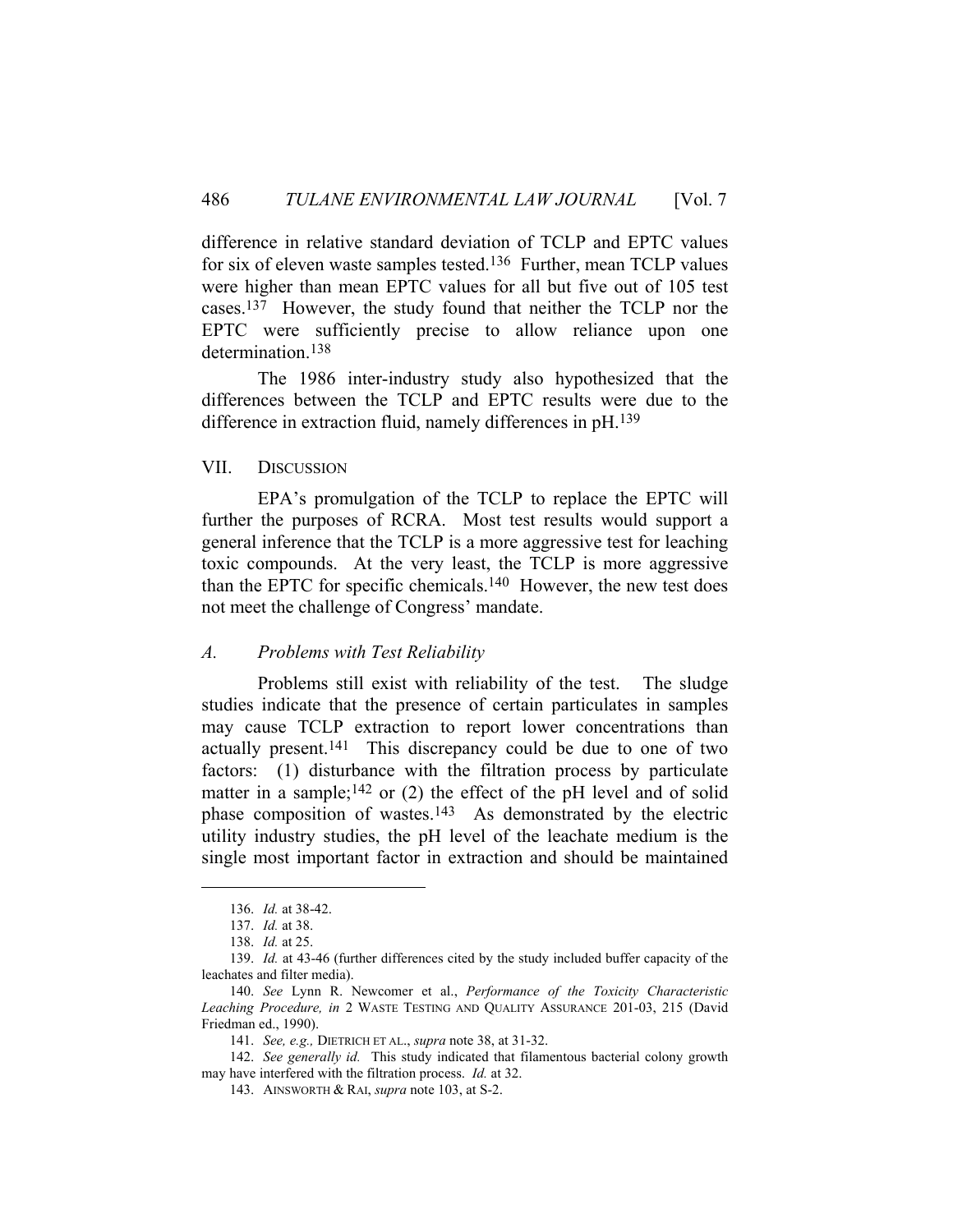difference in relative standard deviation of TCLP and EPTC values for six of eleven waste samples tested.[136] Further, mean TCLP values were higher than mean EPTC values for all but five out of 105 test cases.[137] However, the study found that neither the TCLP nor the EPTC were sufficiently precise to allow reliance upon one determination.[138]

The 1986 inter-industry study also hypothesized that the differences between the TCLP and EPTC results were due to the difference in extraction fluid, namely differences in pH.[139]

## VII. DISCUSSION

EPA's promulgation of the TCLP to replace the EPTC will further the purposes of RCRA. Most test results would support a general inference that the TCLP is a more aggressive test for leaching toxic compounds. At the very least, the TCLP is more aggressive than the EPTC for specific chemicals.[140] However, the new test does not meet the challenge of Congress' mandate.

### *A. Problems with Test Reliability*

Problems still exist with reliability of the test. The sludge studies indicate that the presence of certain particulates in samples may cause TCLP extraction to report lower concentrations than actually present.[141] This discrepancy could be due to one of two factors: (1) disturbance with the filtration process by particulate matter in a sample;[142] or (2) the effect of the pH level and of solid phase composition of wastes.[143] As demonstrated by the electric utility industry studies, the pH level of the leachate medium is the single most important factor in extraction and should be maintained

---

136. *Id.* at 38-42.

137. *Id.* at 38.

138. *Id.* at 25.

139. *Id.* at 43-46 (further differences cited by the study included buffer capacity of the leachates and filter media).

140. *See* Lynn R. Newcomer et al., *Performance of the Toxicity Characteristic Leaching Procedure, in* 2 WASTE TESTING AND QUALITY ASSURANCE 201-03, 215 (David Friedman ed., 1990).

141. *See, e.g.,* DIETRICH ET AL., *supra* note 38, at 31-32.

142. *See generally id.* This study indicated that filamentous bacterial colony growth may have interfered with the filtration process. *Id.* at 32.

143. AINSWORTH & RAI, *supra* note 103, at S-2.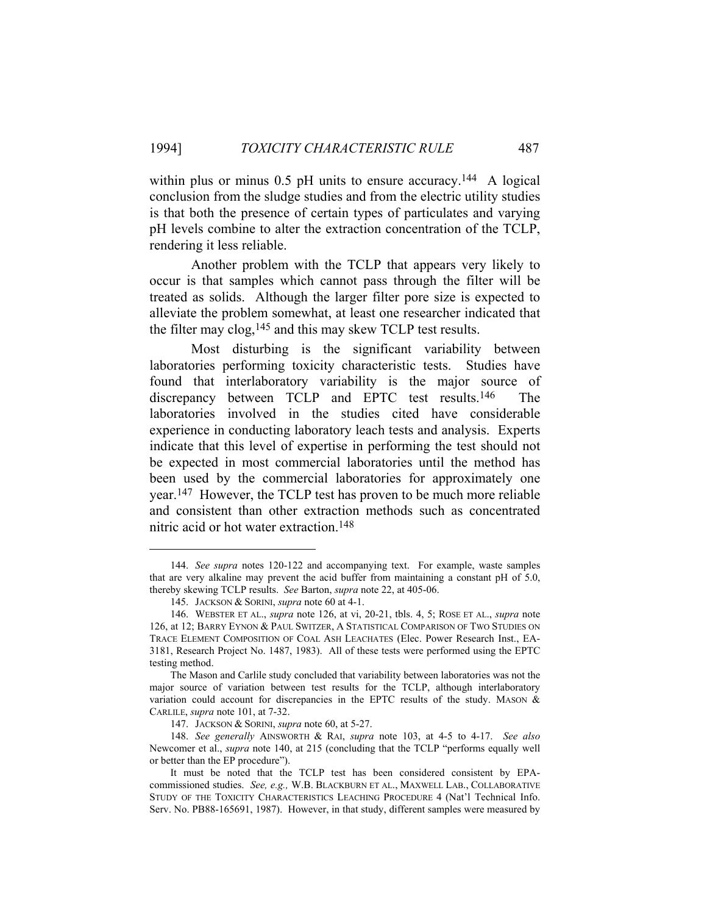within plus or minus 0.5 pH units to ensure accuracy.[144] A logical conclusion from the sludge studies and from the electric utility studies is that both the presence of certain types of particulates and varying pH levels combine to alter the extraction concentration of the TCLP, rendering it less reliable.

Another problem with the TCLP that appears very likely to occur is that samples which cannot pass through the filter will be treated as solids. Although the larger filter pore size is expected to alleviate the problem somewhat, at least one researcher indicated that the filter may clog,[145] and this may skew TCLP test results.

Most disturbing is the significant variability between laboratories performing toxicity characteristic tests. Studies have found that interlaboratory variability is the major source of discrepancy between TCLP and EPTC test results.[146] The laboratories involved in the studies cited have considerable experience in conducting laboratory leach tests and analysis. Experts indicate that this level of expertise in performing the test should not be expected in most commercial laboratories until the method has been used by the commercial laboratories for approximately one year.[147] However, the TCLP test has proven to be much more reliable and consistent than other extraction methods such as concentrated nitric acid or hot water extraction.[148]

---

144. *See supra* notes 120-122 and accompanying text. For example, waste samples that are very alkaline may prevent the acid buffer from maintaining a constant pH of 5.0, thereby skewing TCLP results. *See* Barton, *supra* note 22, at 405-06.

145. JACKSON & SORINI, *supra* note 60 at 4-1.

146. WEBSTER ET AL., *supra* note 126, at vi, 20-21, tbls. 4, 5; ROSE ET AL., *supra* note 126, at 12; BARRY EYNON & PAUL SWITZER, A STATISTICAL COMPARISON OF TWO STUDIES ON TRACE ELEMENT COMPOSITION OF COAL ASH LEACHATES (Elec. Power Research Inst., EA-3181, Research Project No. 1487, 1983). All of these tests were performed using the EPTC testing method.

The Mason and Carlile study concluded that variability between laboratories was not the major source of variation between test results for the TCLP, although interlaboratory variation could account for discrepancies in the EPTC results of the study. MASON & CARLILE, *supra* note 101, at 7-32.

147. JACKSON & SORINI, *supra* note 60, at 5-27.

148. *See generally* AINSWORTH & RAI, *supra* note 103, at 4-5 to 4-17. *See also* Newcomer et al., *supra* note 140, at 215 (concluding that the TCLP "performs equally well or better than the EP procedure").

It must be noted that the TCLP test has been considered consistent by EPA-commissioned studies. *See, e.g.,* W.B. BLACKBURN ET AL., MAXWELL LAB., COLLABORATIVE STUDY OF THE TOXICITY CHARACTERISTICS LEACHING PROCEDURE 4 (Nat'l Technical Info. Serv. No. PB88-165691, 1987). However, in that study, different samples were measured by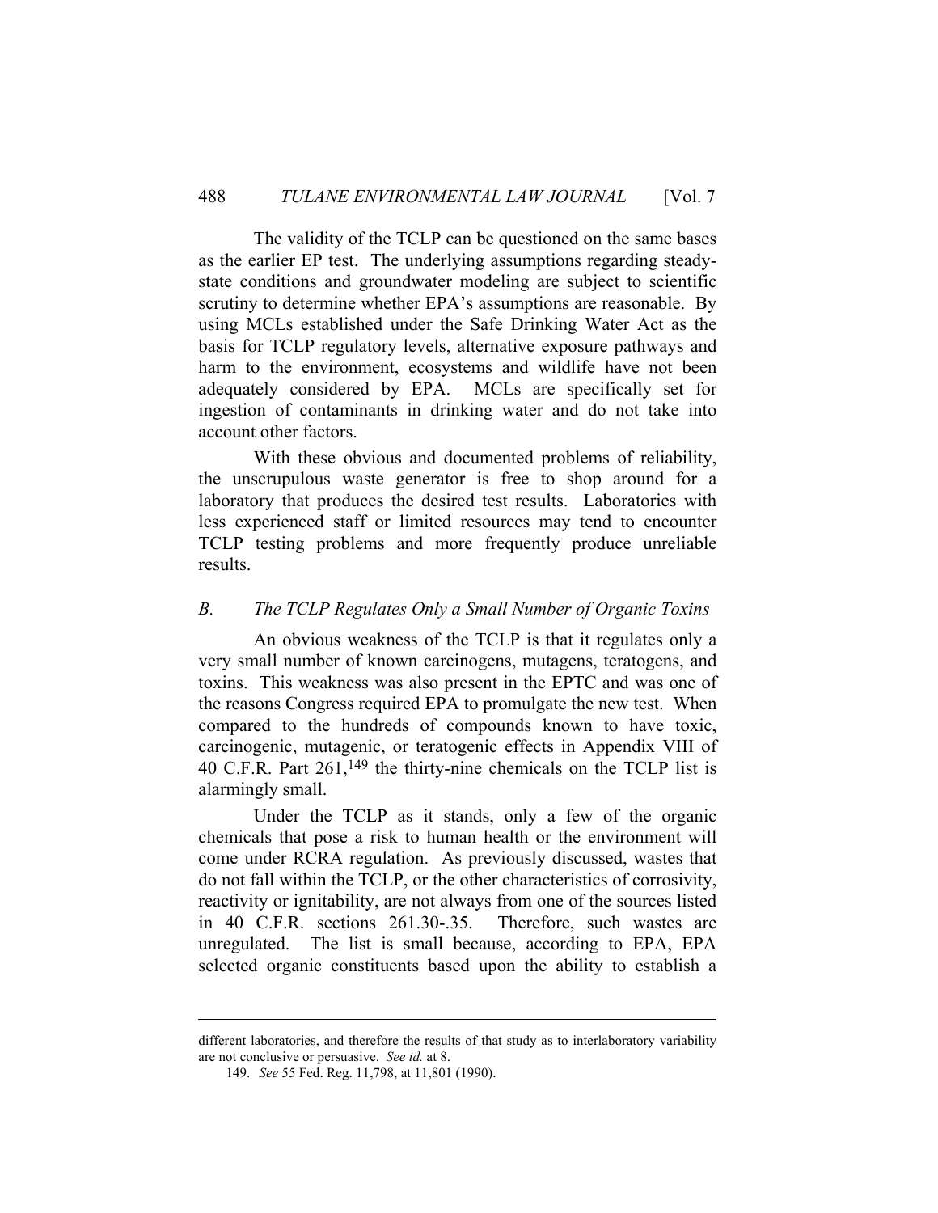The validity of the TCLP can be questioned on the same bases as the earlier EP test. The underlying assumptions regarding steady-state conditions and groundwater modeling are subject to scientific scrutiny to determine whether EPA's assumptions are reasonable. By using MCLs established under the Safe Drinking Water Act as the basis for TCLP regulatory levels, alternative exposure pathways and harm to the environment, ecosystems and wildlife have not been adequately considered by EPA. MCLs are specifically set for ingestion of contaminants in drinking water and do not take into account other factors.

With these obvious and documented problems of reliability, the unscrupulous waste generator is free to shop around for a laboratory that produces the desired test results. Laboratories with less experienced staff or limited resources may tend to encounter TCLP testing problems and more frequently produce unreliable results.

### *B. The TCLP Regulates Only a Small Number of Organic Toxins*

An obvious weakness of the TCLP is that it regulates only a very small number of known carcinogens, mutagens, teratogens, and toxins. This weakness was also present in the EPTC and was one of the reasons Congress required EPA to promulgate the new test. When compared to the hundreds of compounds known to have toxic, carcinogenic, mutagenic, or teratogenic effects in Appendix VIII of 40 C.F.R. Part 261,[149] the thirty-nine chemicals on the TCLP list is alarmingly small.

Under the TCLP as it stands, only a few of the organic chemicals that pose a risk to human health or the environment will come under RCRA regulation. As previously discussed, wastes that do not fall within the TCLP, or the other characteristics of corrosivity, reactivity or ignitability, are not always from one of the sources listed in 40 C.F.R. sections 261.30-.35. Therefore, such wastes are unregulated. The list is small because, according to EPA, EPA selected organic constituents based upon the ability to establish a

---

different laboratories, and therefore the results of that study as to interlaboratory variability are not conclusive or persuasive. *See id.* at 8.

149. *See* 55 Fed. Reg. 11,798, at 11,801 (1990).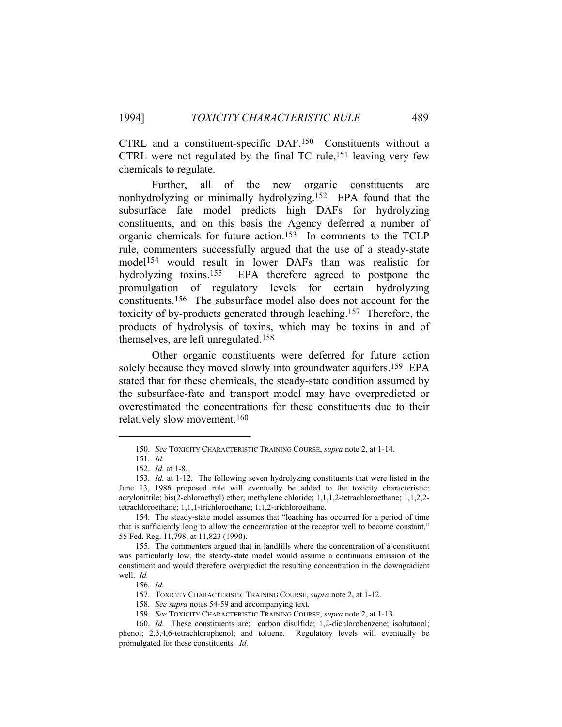CTRL and a constituent-specific DAF.[150] Constituents without a CTRL were not regulated by the final TC rule,[151] leaving very few chemicals to regulate.

Further, all of the new organic constituents are nonhydrolyzing or minimally hydrolyzing.[152] EPA found that the subsurface fate model predicts high DAFs for hydrolyzing constituents, and on this basis the Agency deferred a number of organic chemicals for future action.[153] In comments to the TCLP rule, commenters successfully argued that the use of a steady-state model[154] would result in lower DAFs than was realistic for hydrolyzing toxins.[155] EPA therefore agreed to postpone the promulgation of regulatory levels for certain hydrolyzing constituents.[156] The subsurface model also does not account for the toxicity of by-products generated through leaching.[157] Therefore, the products of hydrolysis of toxins, which may be toxins in and of themselves, are left unregulated.[158]

Other organic constituents were deferred for future action solely because they moved slowly into groundwater aquifers.[159] EPA stated that for these chemicals, the steady-state condition assumed by the subsurface-fate and transport model may have overpredicted or overestimated the concentrations for these constituents due to their relatively slow movement.[160]

---

150. *See* TOXICITY CHARACTERISTIC TRAINING COURSE, *supra* note 2, at 1-14.

151. *Id.*

152. *Id.* at 1-8.

153. *Id.* at 1-12. The following seven hydrolyzing constituents that were listed in the June 13, 1986 proposed rule will eventually be added to the toxicity characteristic: acrylonitrile; bis(2-chloroethyl) ether; methylene chloride; 1,1,1,2-tetrachloroethane; 1,1,2,2-tetrachloroethane; 1,1,1-trichloroethane; 1,1,2-trichloroethane.

154. The steady-state model assumes that "leaching has occurred for a period of time that is sufficiently long to allow the concentration at the receptor well to become constant." 55 Fed. Reg. 11,798, at 11,823 (1990).

155. The commenters argued that in landfills where the concentration of a constituent was particularly low, the steady-state model would assume a continuous emission of the constituent and would therefore overpredict the resulting concentration in the downgradient well. *Id.*

156. *Id.*

157. TOXICITY CHARACTERISTIC TRAINING COURSE, *supra* note 2, at 1-12.

158. *See supra* notes 54-59 and accompanying text.

159. *See* TOXICITY CHARACTERISTIC TRAINING COURSE, *supra* note 2, at 1-13.

160. *Id.* These constituents are: carbon disulfide; 1,2-dichlorobenzene; isobutanol; phenol; 2,3,4,6-tetrachlorophenol; and toluene. Regulatory levels will eventually be promulgated for these constituents. *Id.*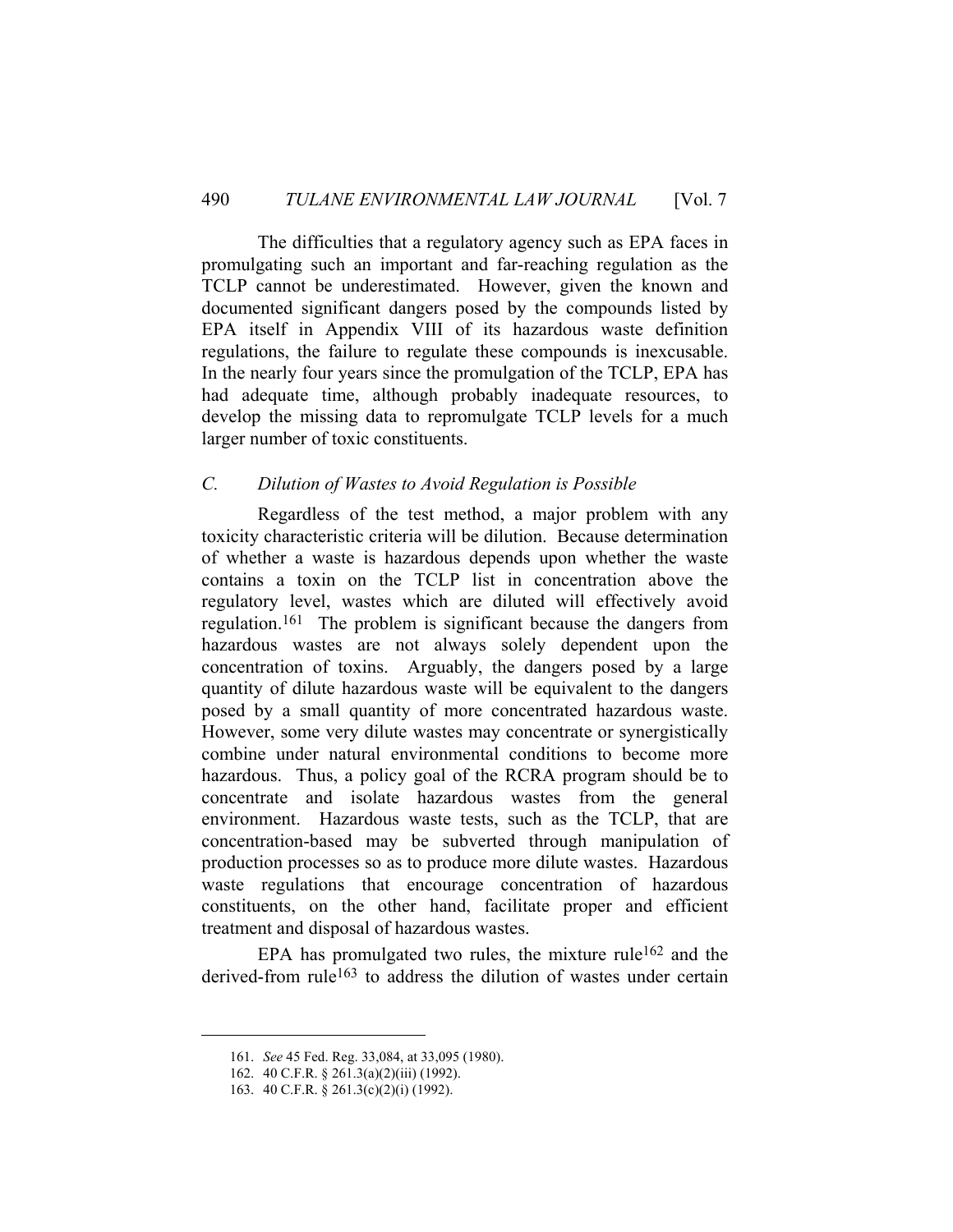The difficulties that a regulatory agency such as EPA faces in promulgating such an important and far-reaching regulation as the TCLP cannot be underestimated. However, given the known and documented significant dangers posed by the compounds listed by EPA itself in Appendix VIII of its hazardous waste definition regulations, the failure to regulate these compounds is inexcusable. In the nearly four years since the promulgation of the TCLP, EPA has had adequate time, although probably inadequate resources, to develop the missing data to repromulgate TCLP levels for a much larger number of toxic constituents.

### *C. Dilution of Wastes to Avoid Regulation is Possible*

Regardless of the test method, a major problem with any toxicity characteristic criteria will be dilution. Because determination of whether a waste is hazardous depends upon whether the waste contains a toxin on the TCLP list in concentration above the regulatory level, wastes which are diluted will effectively avoid regulation.[161] The problem is significant because the dangers from hazardous wastes are not always solely dependent upon the concentration of toxins. Arguably, the dangers posed by a large quantity of dilute hazardous waste will be equivalent to the dangers posed by a small quantity of more concentrated hazardous waste. However, some very dilute wastes may concentrate or synergistically combine under natural environmental conditions to become more hazardous. Thus, a policy goal of the RCRA program should be to concentrate and isolate hazardous wastes from the general environment. Hazardous waste tests, such as the TCLP, that are concentration-based may be subverted through manipulation of production processes so as to produce more dilute wastes. Hazardous waste regulations that encourage concentration of hazardous constituents, on the other hand, facilitate proper and efficient treatment and disposal of hazardous wastes.

EPA has promulgated two rules, the mixture rule[162] and the derived-from rule[163] to address the dilution of wastes under certain

---

161. *See* 45 Fed. Reg. 33,084, at 33,095 (1980).

162. 40 C.F.R. § 261.3(a)(2)(iii) (1992).

163. 40 C.F.R. § 261.3(c)(2)(i) (1992).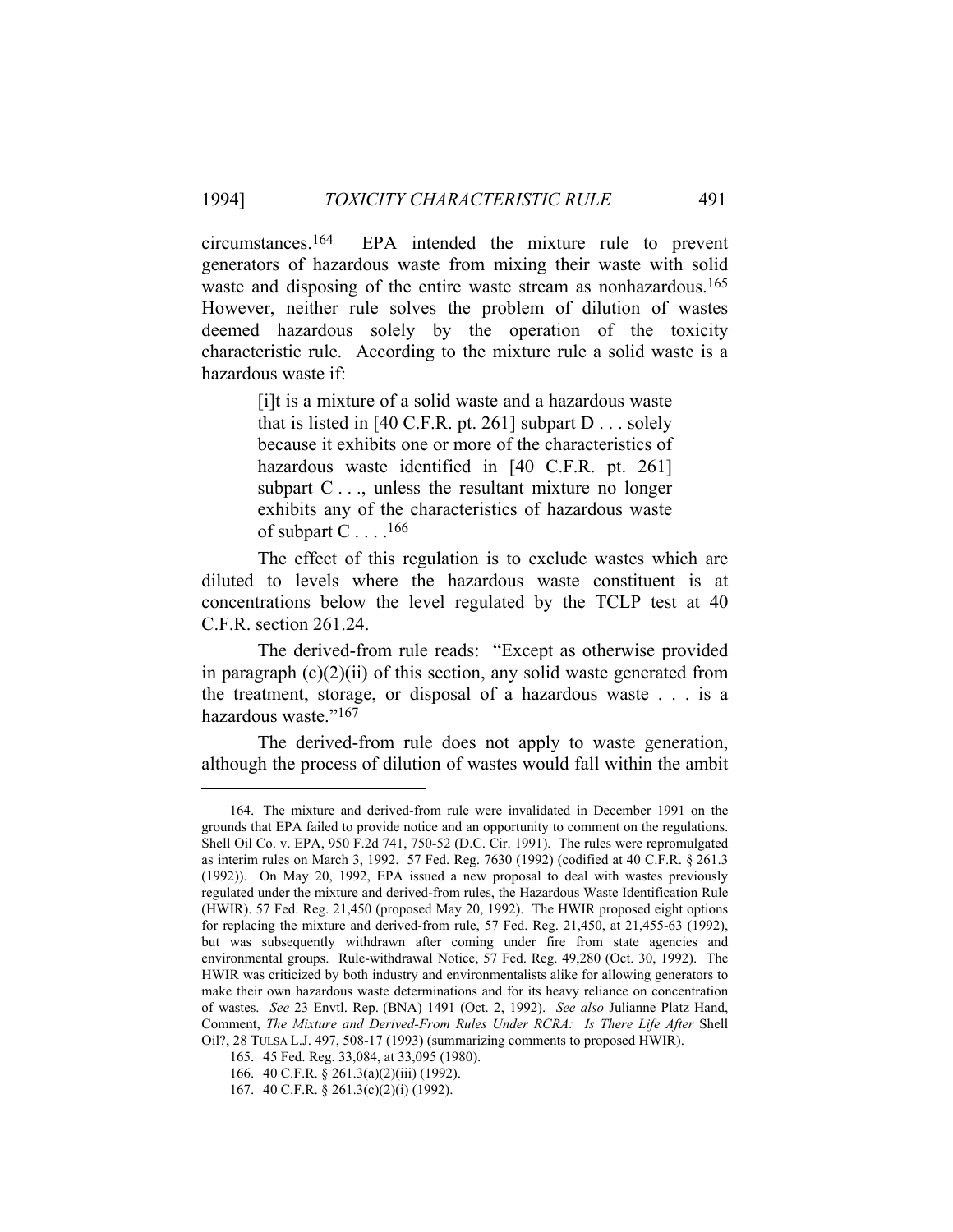circumstances.[164] EPA intended the mixture rule to prevent generators of hazardous waste from mixing their waste with solid waste and disposing of the entire waste stream as nonhazardous.[165] However, neither rule solves the problem of dilution of wastes deemed hazardous solely by the operation of the toxicity characteristic rule. According to the mixture rule a solid waste is a hazardous waste if:

> [i]t is a mixture of a solid waste and a hazardous waste that is listed in [40 C.F.R. pt. 261] subpart D . . . solely because it exhibits one or more of the characteristics of hazardous waste identified in [40 C.F.R. pt. 261] subpart C . . ., unless the resultant mixture no longer exhibits any of the characteristics of hazardous waste of subpart C . . . .[166]

The effect of this regulation is to exclude wastes which are diluted to levels where the hazardous waste constituent is at concentrations below the level regulated by the TCLP test at 40 C.F.R. section 261.24.

The derived-from rule reads: "Except as otherwise provided in paragraph (c)(2)(ii) of this section, any solid waste generated from the treatment, storage, or disposal of a hazardous waste . . . is a hazardous waste."[167]

The derived-from rule does not apply to waste generation, although the process of dilution of wastes would fall within the ambit

---

164. The mixture and derived-from rule were invalidated in December 1991 on the grounds that EPA failed to provide notice and an opportunity to comment on the regulations. Shell Oil Co. v. EPA, 950 F.2d 741, 750-52 (D.C. Cir. 1991). The rules were repromulgated as interim rules on March 3, 1992. 57 Fed. Reg. 7630 (1992) (codified at 40 C.F.R. § 261.3 (1992)). On May 20, 1992, EPA issued a new proposal to deal with wastes previously regulated under the mixture and derived-from rules, the Hazardous Waste Identification Rule (HWIR). 57 Fed. Reg. 21,450 (proposed May 20, 1992). The HWIR proposed eight options for replacing the mixture and derived-from rule, 57 Fed. Reg. 21,450, at 21,455-63 (1992), but was subsequently withdrawn after coming under fire from state agencies and environmental groups. Rule-withdrawal Notice, 57 Fed. Reg. 49,280 (Oct. 30, 1992). The HWIR was criticized by both industry and environmentalists alike for allowing generators to make their own hazardous waste determinations and for its heavy reliance on concentration of wastes. *See* 23 Envtl. Rep. (BNA) 1491 (Oct. 2, 1992). *See also* Julianne Platz Hand, Comment, *The Mixture and Derived-From Rules Under RCRA: Is There Life After* Shell Oil?, 28 TULSA L.J. 497, 508-17 (1993) (summarizing comments to proposed HWIR).

165. 45 Fed. Reg. 33,084, at 33,095 (1980).

166. 40 C.F.R. § 261.3(a)(2)(iii) (1992).

167. 40 C.F.R. § 261.3(c)(2)(i) (1992).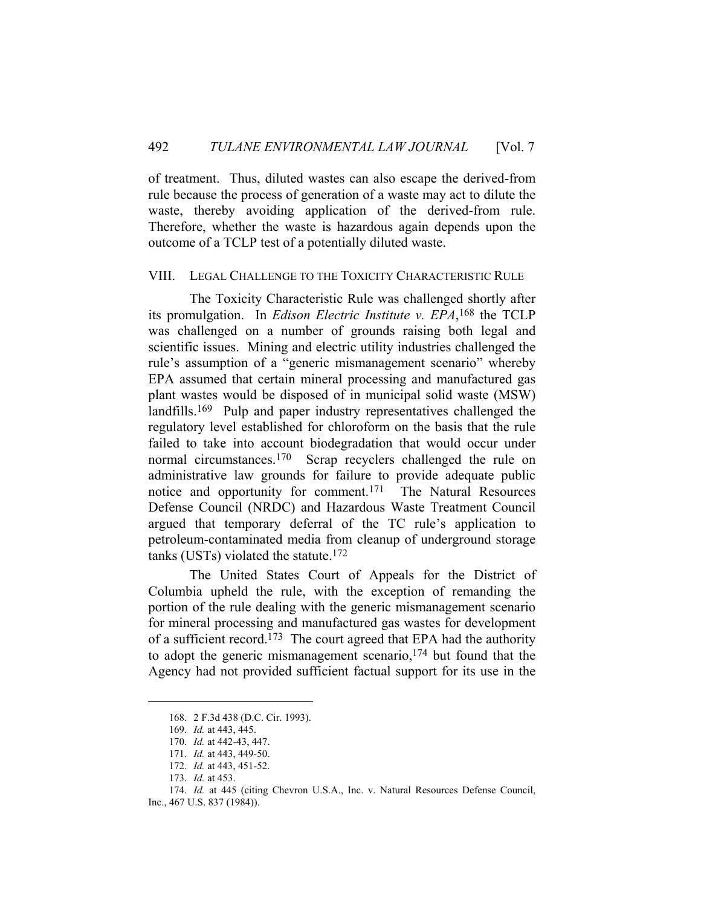of treatment. Thus, diluted wastes can also escape the derived-from rule because the process of generation of a waste may act to dilute the waste, thereby avoiding application of the derived-from rule. Therefore, whether the waste is hazardous again depends upon the outcome of a TCLP test of a potentially diluted waste.

## VIII. LEGAL CHALLENGE TO THE TOXICITY CHARACTERISTIC RULE

The Toxicity Characteristic Rule was challenged shortly after its promulgation. In *Edison Electric Institute v. EPA*,[168] the TCLP was challenged on a number of grounds raising both legal and scientific issues. Mining and electric utility industries challenged the rule's assumption of a "generic mismanagement scenario" whereby EPA assumed that certain mineral processing and manufactured gas plant wastes would be disposed of in municipal solid waste (MSW) landfills.[169] Pulp and paper industry representatives challenged the regulatory level established for chloroform on the basis that the rule failed to take into account biodegradation that would occur under normal circumstances.[170] Scrap recyclers challenged the rule on administrative law grounds for failure to provide adequate public notice and opportunity for comment.[171] The Natural Resources Defense Council (NRDC) and Hazardous Waste Treatment Council argued that temporary deferral of the TC rule's application to petroleum-contaminated media from cleanup of underground storage tanks (USTs) violated the statute.[172]

The United States Court of Appeals for the District of Columbia upheld the rule, with the exception of remanding the portion of the rule dealing with the generic mismanagement scenario for mineral processing and manufactured gas wastes for development of a sufficient record.[173] The court agreed that EPA had the authority to adopt the generic mismanagement scenario,[174] but found that the Agency had not provided sufficient factual support for its use in the

---

168. 2 F.3d 438 (D.C. Cir. 1993).

169. *Id.* at 443, 445.

170. *Id.* at 442-43, 447.

171. *Id.* at 443, 449-50.

172. *Id.* at 443, 451-52.

173. *Id.* at 453.

174. *Id.* at 445 (citing Chevron U.S.A., Inc. v. Natural Resources Defense Council, Inc., 467 U.S. 837 (1984)).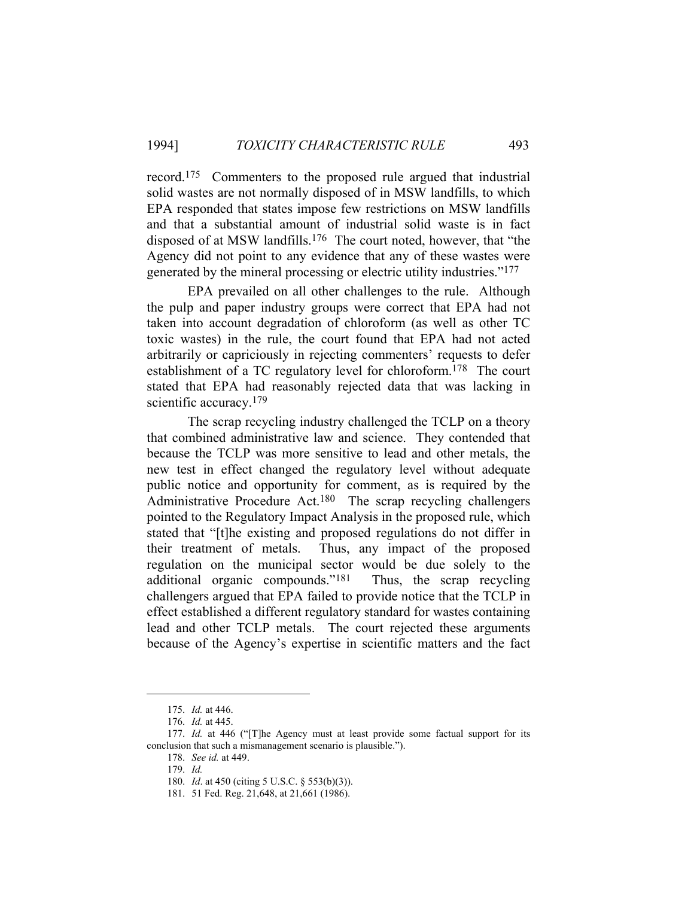record.[175] Commenters to the proposed rule argued that industrial solid wastes are not normally disposed of in MSW landfills, to which EPA responded that states impose few restrictions on MSW landfills and that a substantial amount of industrial solid waste is in fact disposed of at MSW landfills.[176] The court noted, however, that "the Agency did not point to any evidence that any of these wastes were generated by the mineral processing or electric utility industries."[177]

EPA prevailed on all other challenges to the rule. Although the pulp and paper industry groups were correct that EPA had not taken into account degradation of chloroform (as well as other TC toxic wastes) in the rule, the court found that EPA had not acted arbitrarily or capriciously in rejecting commenters' requests to defer establishment of a TC regulatory level for chloroform.[178] The court stated that EPA had reasonably rejected data that was lacking in scientific accuracy.[179]

The scrap recycling industry challenged the TCLP on a theory that combined administrative law and science. They contended that because the TCLP was more sensitive to lead and other metals, the new test in effect changed the regulatory level without adequate public notice and opportunity for comment, as is required by the Administrative Procedure Act.[180] The scrap recycling challengers pointed to the Regulatory Impact Analysis in the proposed rule, which stated that "[t]he existing and proposed regulations do not differ in their treatment of metals. Thus, any impact of the proposed regulation on the municipal sector would be due solely to the additional organic compounds."[181] Thus, the scrap recycling challengers argued that EPA failed to provide notice that the TCLP in effect established a different regulatory standard for wastes containing lead and other TCLP metals. The court rejected these arguments because of the Agency's expertise in scientific matters and the fact

---

175. *Id.* at 446.

176. *Id.* at 445.

177. *Id.* at 446 ("[T]he Agency must at least provide some factual support for its conclusion that such a mismanagement scenario is plausible.").

178. *See id.* at 449.

179. *Id.*

180. *Id*. at 450 (citing 5 U.S.C. § 553(b)(3)).

181. 51 Fed. Reg. 21,648, at 21,661 (1986).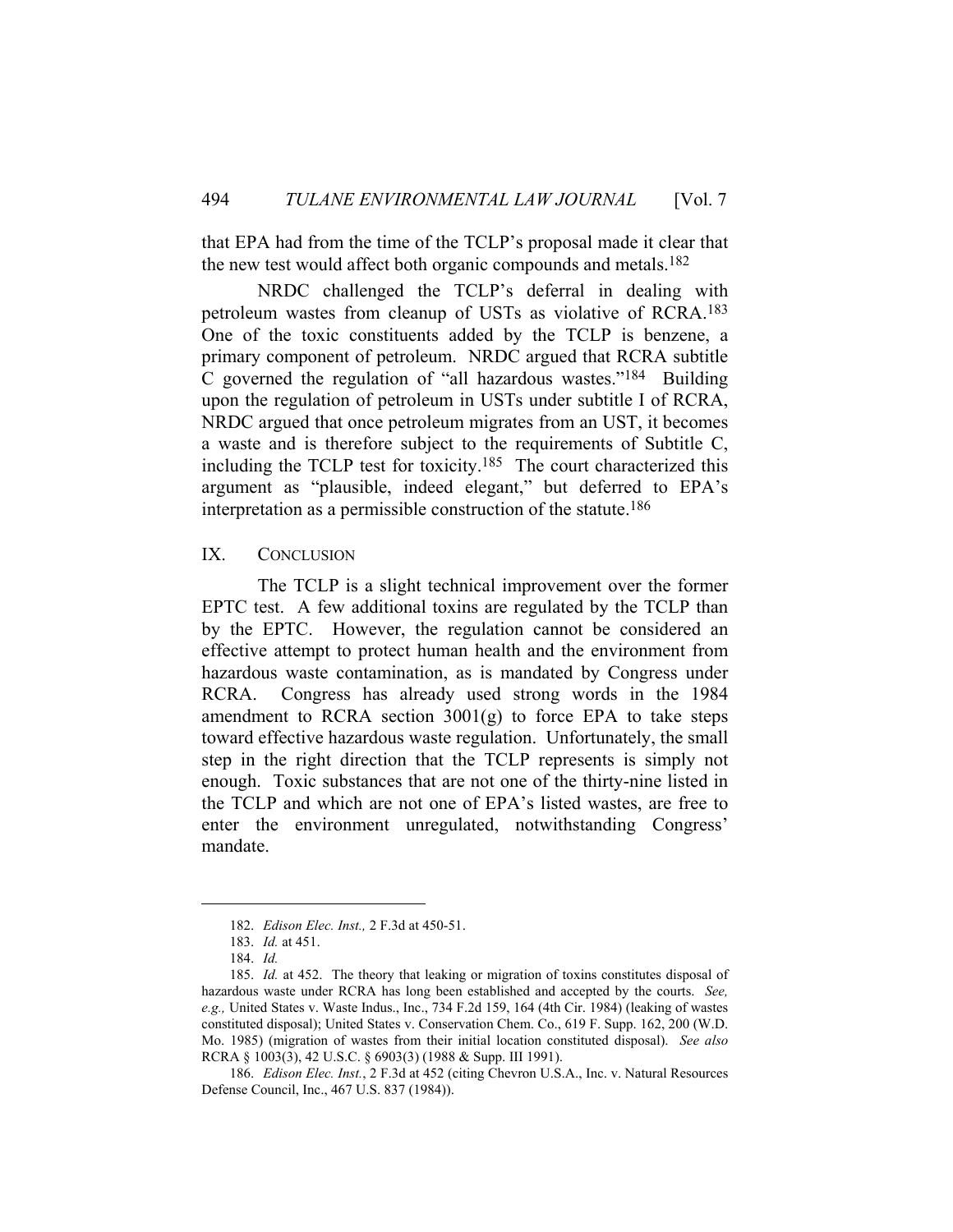that EPA had from the time of the TCLP's proposal made it clear that the new test would affect both organic compounds and metals.[182]

NRDC challenged the TCLP's deferral in dealing with petroleum wastes from cleanup of USTs as violative of RCRA.[183] One of the toxic constituents added by the TCLP is benzene, a primary component of petroleum. NRDC argued that RCRA subtitle C governed the regulation of "all hazardous wastes."[184] Building upon the regulation of petroleum in USTs under subtitle I of RCRA, NRDC argued that once petroleum migrates from an UST, it becomes a waste and is therefore subject to the requirements of Subtitle C, including the TCLP test for toxicity.[185] The court characterized this argument as "plausible, indeed elegant," but deferred to EPA's interpretation as a permissible construction of the statute.[186]

## IX. Conclusion

The TCLP is a slight technical improvement over the former EPTC test. A few additional toxins are regulated by the TCLP than by the EPTC. However, the regulation cannot be considered an effective attempt to protect human health and the environment from hazardous waste contamination, as is mandated by Congress under RCRA. Congress has already used strong words in the 1984 amendment to RCRA section 3001(g) to force EPA to take steps toward effective hazardous waste regulation. Unfortunately, the small step in the right direction that the TCLP represents is simply not enough. Toxic substances that are not one of the thirty-nine listed in the TCLP and which are not one of EPA's listed wastes, are free to enter the environment unregulated, notwithstanding Congress' mandate.

---

182. *Edison Elec. Inst.,* 2 F.3d at 450-51.

183. *Id.* at 451.

184. *Id.*

185. *Id.* at 452. The theory that leaking or migration of toxins constitutes disposal of hazardous waste under RCRA has long been established and accepted by the courts. *See, e.g.,* United States v. Waste Indus., Inc., 734 F.2d 159, 164 (4th Cir. 1984) (leaking of wastes constituted disposal); United States v. Conservation Chem. Co., 619 F. Supp. 162, 200 (W.D. Mo. 1985) (migration of wastes from their initial location constituted disposal). *See also* RCRA § 1003(3), 42 U.S.C. § 6903(3) (1988 & Supp. III 1991).

186. *Edison Elec. Inst.*, 2 F.3d at 452 (citing Chevron U.S.A., Inc. v. Natural Resources Defense Council, Inc., 467 U.S. 837 (1984)).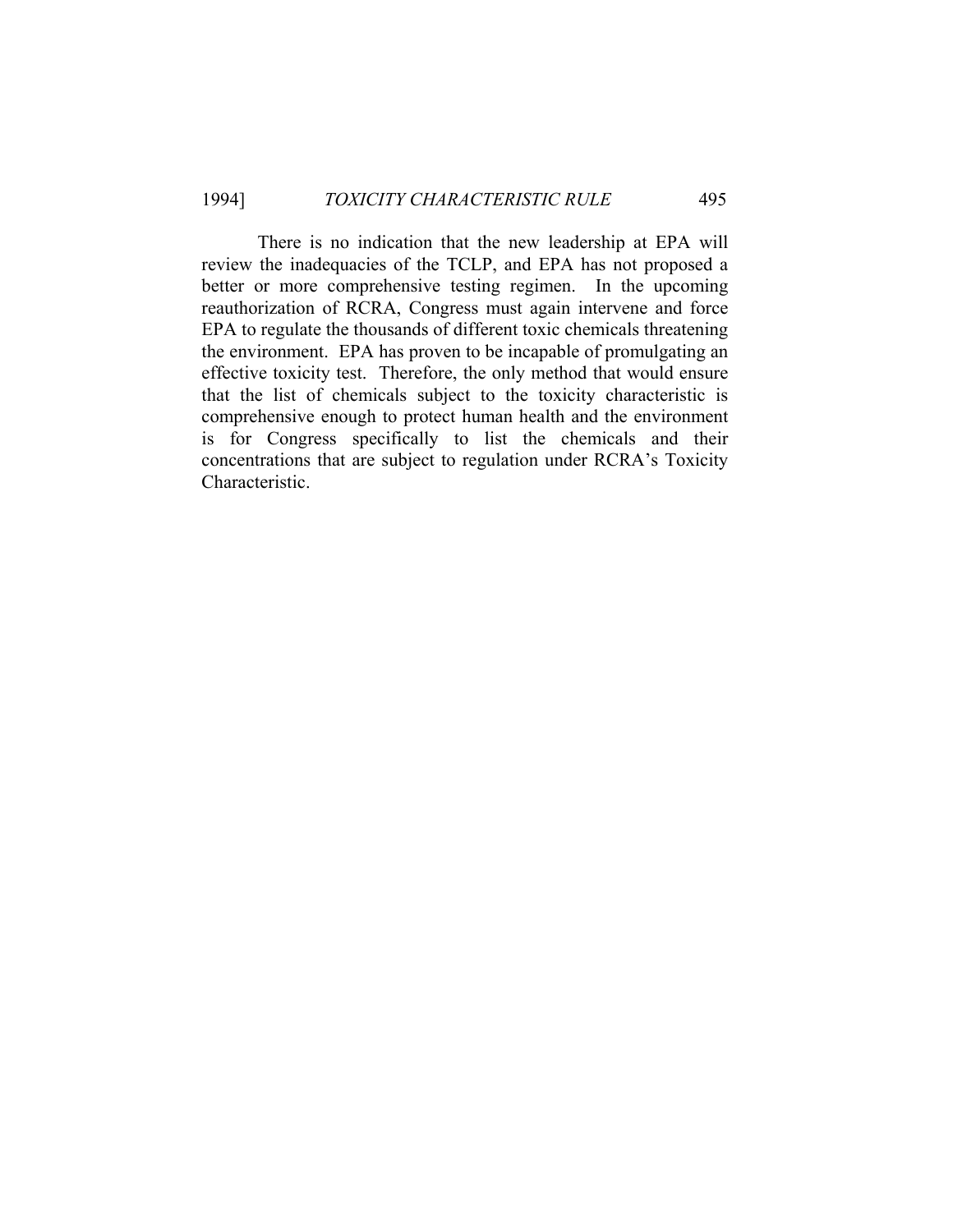There is no indication that the new leadership at EPA will review the inadequacies of the TCLP, and EPA has not proposed a better or more comprehensive testing regimen. In the upcoming reauthorization of RCRA, Congress must again intervene and force EPA to regulate the thousands of different toxic chemicals threatening the environment. EPA has proven to be incapable of promulgating an effective toxicity test. Therefore, the only method that would ensure that the list of chemicals subject to the toxicity characteristic is comprehensive enough to protect human health and the environment is for Congress specifically to list the chemicals and their concentrations that are subject to regulation under RCRA's Toxicity Characteristic.